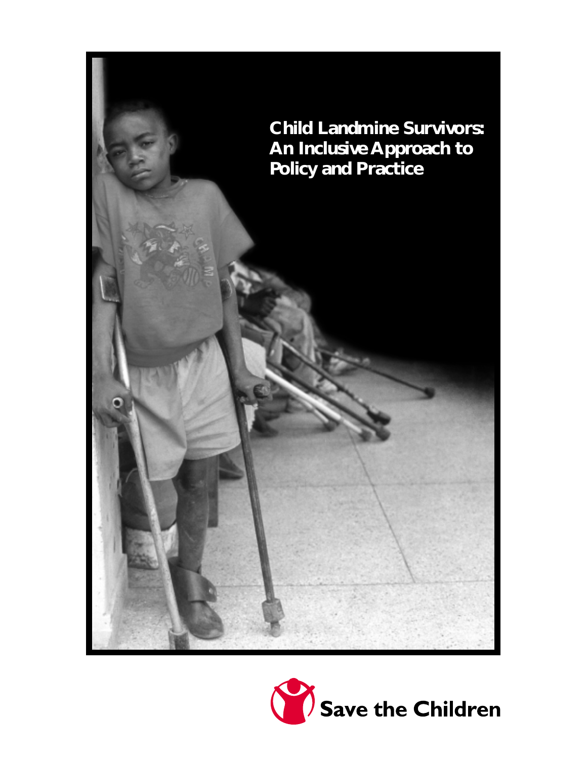# Child Landmine Survivors: An Inclusive Approach to Policy and Practice

Save the Children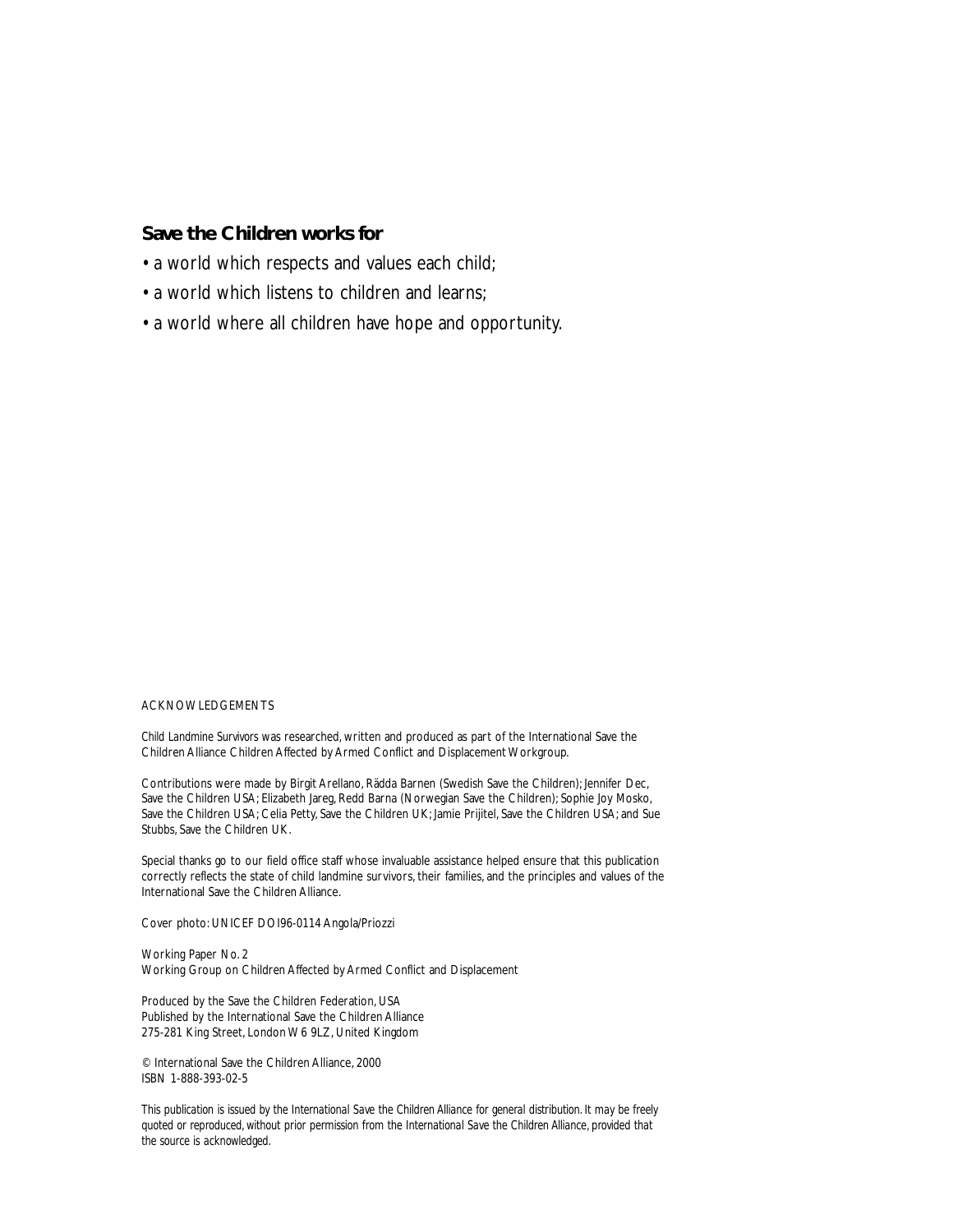**Save the Children works for**

- a world which respects and values each child;
- a world which listens to children and learns;
- a world where all children have hope and opportunity.

ACKNOWLEDGEMENTS

*Child Landmine Survivors* was researched, written and produced as part of the International Save the Children Alliance Children Affected by Armed Conflict and Displacement Workgroup.

Contributions were made by Birgit Arellano, Rädda Barnen (Swedish Save the Children); Jennifer Dec, Save the Children USA; Elizabeth Jareg, Redd Barna (Norwegian Save the Children); Sophie Joy Mosko, Save the Children USA; Celia Petty, Save the Children UK; Jamie Prijitel, Save the Children USA; and Sue Stubbs, Save the Children UK.

Special thanks go to our field office staff whose invaluable assistance helped ensure that this publication correctly reflects the state of child landmine survivors, their families, and the principles and values of the International Save the Children Alliance.

Cover photo: UNICEF DOI96-0114 Angola/Priozzi

Working Paper No. 2
Working Group on Children Affected by Armed Conflict and Displacement

Produced by the Save the Children Federation, USA
Published by the International Save the Children Alliance
275-281 King Street, London W6 9LZ, United Kingdom

© International Save the Children Alliance, 2000
ISBN 1-888-393-02-5

*This publication is issued by the International Save the Children Alliance for general distribution. It may be freely quoted or reproduced, without prior permission from the International Save the Children Alliance, provided that the source is acknowledged.*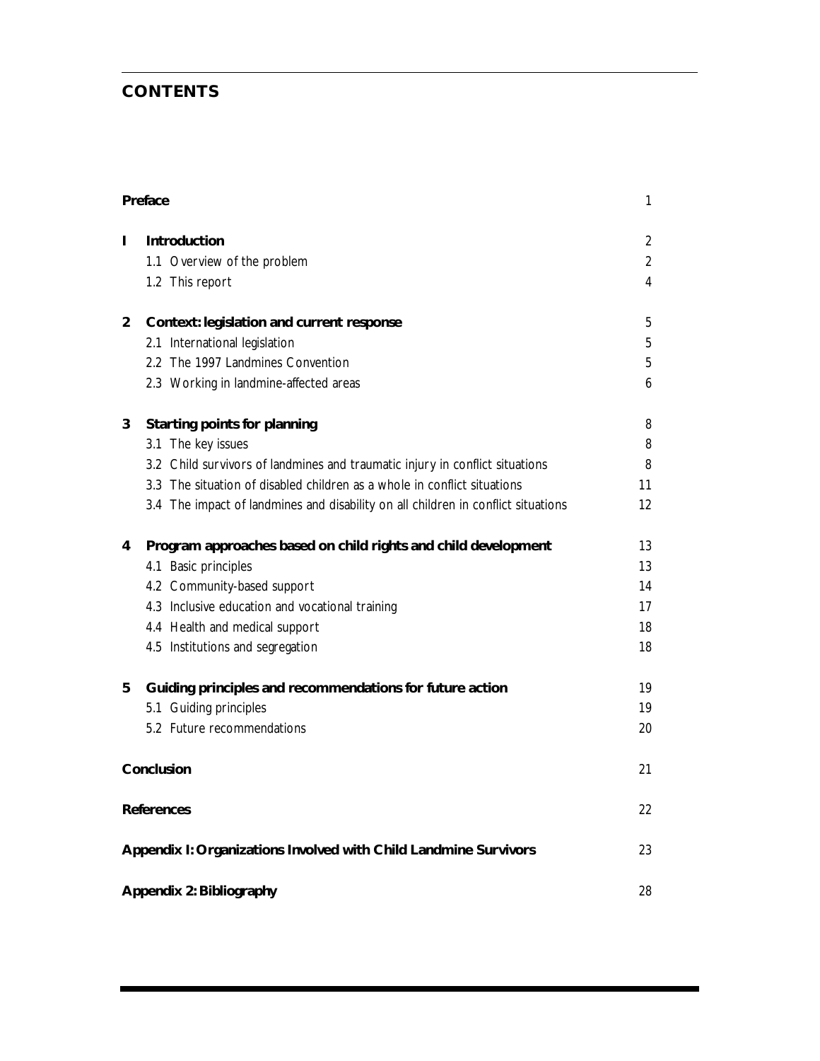# CONTENTS

| | | |
|---|---|---|
| **Preface** | | 1 |
| **I** | **Introduction** | 2 |
| | 1.1 Overview of the problem | 2 |
| | 1.2 This report | 4 |
| **2** | **Context: legislation and current response** | 5 |
| | 2.1 International legislation | 5 |
| | 2.2 The 1997 Landmines Convention | 5 |
| | 2.3 Working in landmine-affected areas | 6 |
| **3** | **Starting points for planning** | 8 |
| | 3.1 The key issues | 8 |
| | 3.2 Child survivors of landmines and traumatic injury in conflict situations | 8 |
| | 3.3 The situation of disabled children as a whole in conflict situations | 11 |
| | 3.4 The impact of landmines and disability on all children in conflict situations | 12 |
| **4** | **Program approaches based on child rights and child development** | 13 |
| | 4.1 Basic principles | 13 |
| | 4.2 Community-based support | 14 |
| | 4.3 Inclusive education and vocational training | 17 |
| | 4.4 Health and medical support | 18 |
| | 4.5 Institutions and segregation | 18 |
| **5** | **Guiding principles and recommendations for future action** | 19 |
| | 5.1 Guiding principles | 19 |
| | 5.2 Future recommendations | 20 |
| **Conclusion** | | 21 |
| **References** | | 22 |
| **Appendix I: Organizations Involved with Child Landmine Survivors** | | 23 |
| **Appendix 2: Bibliography** | | 28 |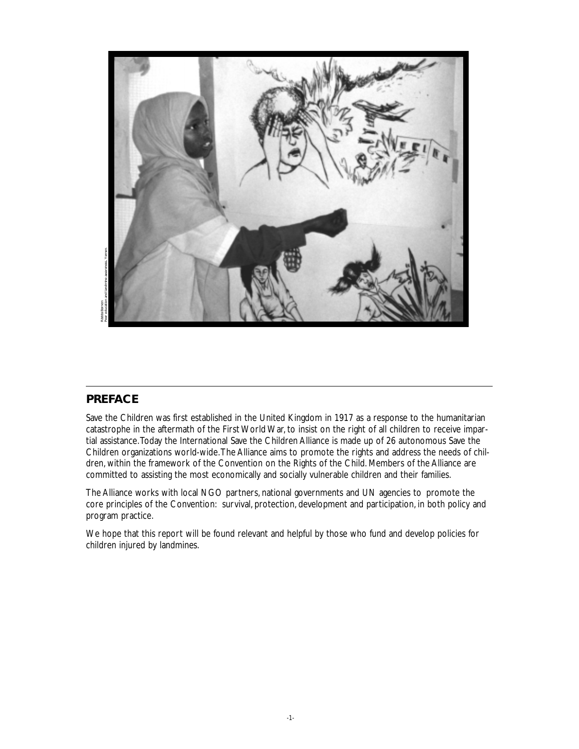## PREFACE

Save the Children was first established in the United Kingdom in 1917 as a response to the humanitarian catastrophe in the aftermath of the First World War, to insist on the right of all children to receive impartial assistance. Today the International Save the Children Alliance is made up of 26 autonomous Save the Children organizations world-wide. The Alliance aims to promote the rights and address the needs of children, within the framework of the Convention on the Rights of the Child. Members of the Alliance are committed to assisting the most economically and socially vulnerable children and their families.

The Alliance works with local NGO partners, national governments and UN agencies to promote the core principles of the Convention: survival, protection, development and participation, in both policy and program practice.

We hope that this report will be found relevant and helpful by those who fund and develop policies for children injured by landmines.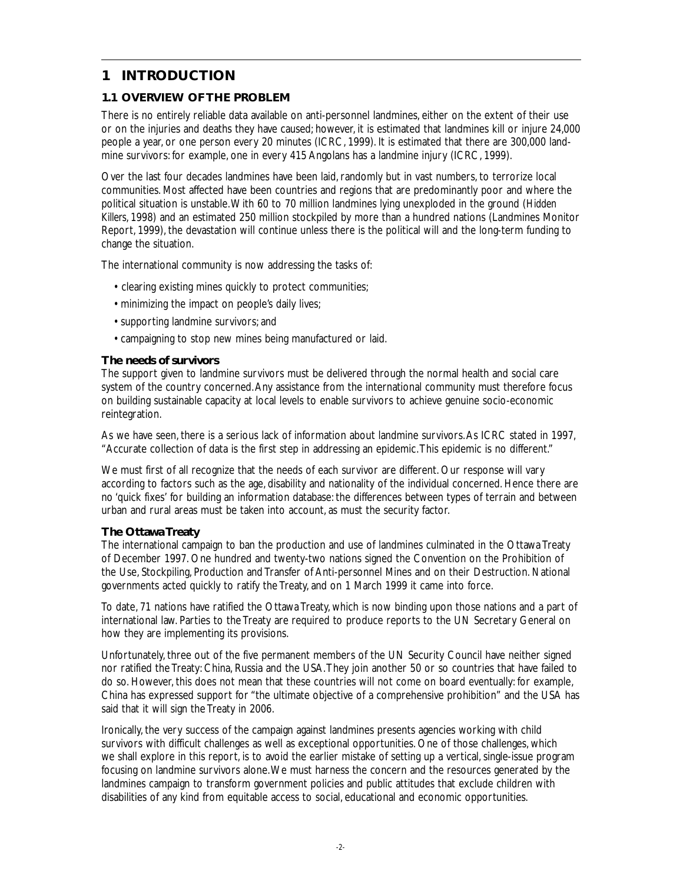# 1 INTRODUCTION

## 1.1 OVERVIEW OF THE PROBLEM

There is no entirely reliable data available on anti-personnel landmines, either on the extent of their use or on the injuries and deaths they have caused; however, it is estimated that landmines kill or injure 24,000 people a year, or one person every 20 minutes (ICRC, 1999). It is estimated that there are 300,000 landmine survivors: for example, one in every 415 Angolans has a landmine injury (ICRC, 1999).

Over the last four decades landmines have been laid, randomly but in vast numbers, to terrorize local communities. Most affected have been countries and regions that are predominantly poor and where the political situation is unstable. With 60 to 70 million landmines lying unexploded in the ground (*Hidden Killers*, 1998) and an estimated 250 million stockpiled by more than a hundred nations (Landmines Monitor Report, 1999), the devastation will continue unless there is the political will and the long-term funding to change the situation.

The international community is now addressing the tasks of:

- clearing existing mines quickly to protect communities;
- minimizing the impact on people's daily lives;
- supporting landmine survivors; and
- campaigning to stop new mines being manufactured or laid.

### The needs of survivors

The support given to landmine survivors must be delivered through the normal health and social care system of the country concerned. Any assistance from the international community must therefore focus on building sustainable capacity at local levels to enable survivors to achieve genuine socio-economic reintegration.

As we have seen, there is a serious lack of information about landmine survivors. As ICRC stated in 1997, "Accurate collection of data is the first step in addressing an epidemic. This epidemic is no different."

We must first of all recognize that the needs of each survivor are different. Our response will vary according to factors such as the age, disability and nationality of the individual concerned. Hence there are no 'quick fixes' for building an information database: the differences between types of terrain and between urban and rural areas must be taken into account, as must the security factor.

### The Ottawa Treaty

The international campaign to ban the production and use of landmines culminated in the Ottawa Treaty of December 1997. One hundred and twenty-two nations signed the Convention on the Prohibition of the Use, Stockpiling, Production and Transfer of Anti-personnel Mines and on their Destruction. National governments acted quickly to ratify the Treaty, and on 1 March 1999 it came into force.

To date, 71 nations have ratified the Ottawa Treaty, which is now binding upon those nations and a part of international law. Parties to the Treaty are required to produce reports to the UN Secretary General on how they are implementing its provisions.

Unfortunately, three out of the five permanent members of the UN Security Council have neither signed nor ratified the Treaty: China, Russia and the USA. They join another 50 or so countries that have failed to do so. However, this does not mean that these countries will not come on board eventually: for example, China has expressed support for "the ultimate objective of a comprehensive prohibition" and the USA has said that it will sign the Treaty in 2006.

Ironically, the very success of the campaign against landmines presents agencies working with child survivors with difficult challenges as well as exceptional opportunities. One of those challenges, which we shall explore in this report, is to avoid the earlier mistake of setting up a vertical, single-issue program focusing on landmine survivors alone. We must harness the concern and the resources generated by the landmines campaign to transform government policies and public attitudes that exclude children with disabilities of any kind from equitable access to social, educational and economic opportunities.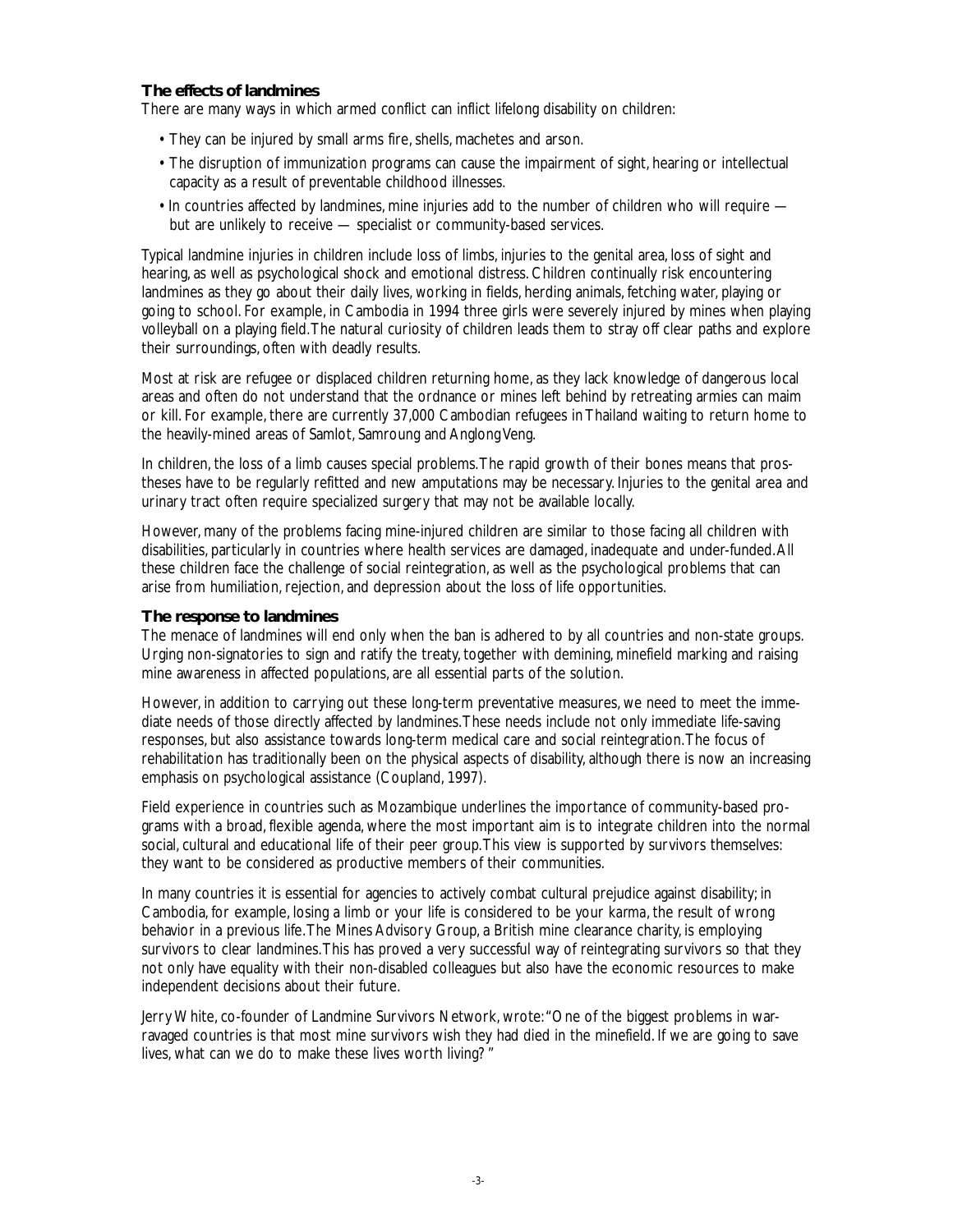### The effects of landmines

There are many ways in which armed conflict can inflict lifelong disability on children:

- They can be injured by small arms fire, shells, machetes and arson.
- The disruption of immunization programs can cause the impairment of sight, hearing or intellectual capacity as a result of preventable childhood illnesses.
- In countries affected by landmines, mine injuries add to the number of children who will require — but are unlikely to receive — specialist or community-based services.

Typical landmine injuries in children include loss of limbs, injuries to the genital area, loss of sight and hearing, as well as psychological shock and emotional distress. Children continually risk encountering landmines as they go about their daily lives, working in fields, herding animals, fetching water, playing or going to school. For example, in Cambodia in 1994 three girls were severely injured by mines when playing volleyball on a playing field. The natural curiosity of children leads them to stray off clear paths and explore their surroundings, often with deadly results.

Most at risk are refugee or displaced children returning home, as they lack knowledge of dangerous local areas and often do not understand that the ordnance or mines left behind by retreating armies can maim or kill. For example, there are currently 37,000 Cambodian refugees in Thailand waiting to return home to the heavily-mined areas of Samlot, Samroung and Anglong Veng.

In children, the loss of a limb causes special problems. The rapid growth of their bones means that prostheses have to be regularly refitted and new amputations may be necessary. Injuries to the genital area and urinary tract often require specialized surgery that may not be available locally.

However, many of the problems facing mine-injured children are similar to those facing all children with disabilities, particularly in countries where health services are damaged, inadequate and under-funded. All these children face the challenge of social reintegration, as well as the psychological problems that can arise from humiliation, rejection, and depression about the loss of life opportunities.

### The response to landmines

The menace of landmines will end only when the ban is adhered to by all countries and non-state groups. Urging non-signatories to sign and ratify the treaty, together with demining, minefield marking and raising mine awareness in affected populations, are all essential parts of the solution.

However, in addition to carrying out these long-term preventative measures, we need to meet the immediate needs of those directly affected by landmines. These needs include not only immediate life-saving responses, but also assistance towards long-term medical care and social reintegration. The focus of rehabilitation has traditionally been on the physical aspects of disability, although there is now an increasing emphasis on psychological assistance (Coupland, 1997).

Field experience in countries such as Mozambique underlines the importance of community-based programs with a broad, flexible agenda, where the most important aim is to integrate children into the normal social, cultural and educational life of their peer group. This view is supported by survivors themselves: they want to be considered as productive members of their communities.

In many countries it is essential for agencies to actively combat cultural prejudice against disability; in Cambodia, for example, losing a limb or your life is considered to be your *karma*, the result of wrong behavior in a previous life. The Mines Advisory Group, a British mine clearance charity, is employing survivors to clear landmines. This has proved a very successful way of reintegrating survivors so that they not only have equality with their non-disabled colleagues but also have the economic resources to make independent decisions about their future.

Jerry White, co-founder of Landmine Survivors Network, wrote: "One of the biggest problems in war-ravaged countries is that most mine survivors wish they had died in the minefield. If we are going to save lives, what can we do to make these lives worth living?"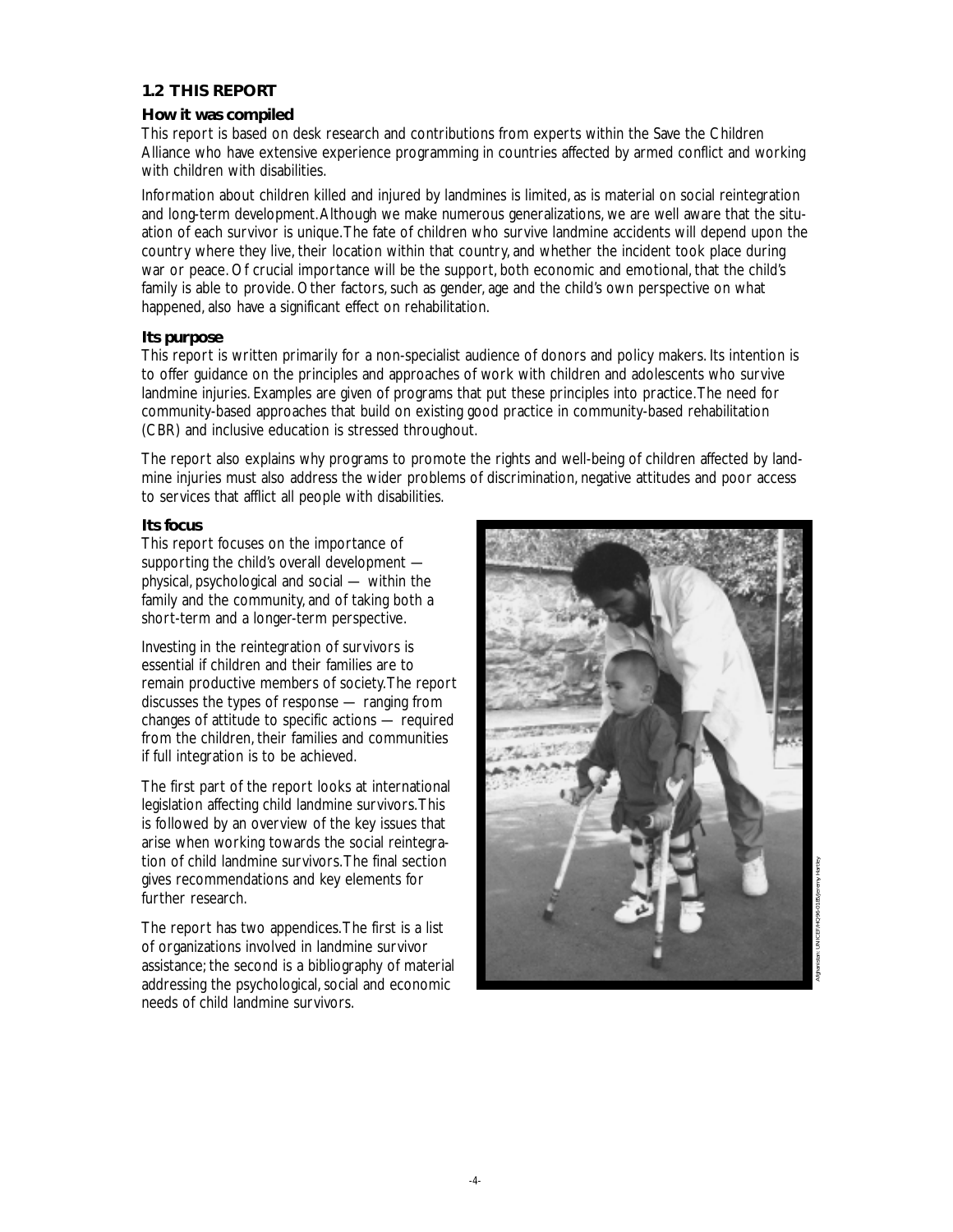## 1.2 THIS REPORT

### How it was compiled

This report is based on desk research and contributions from experts within the Save the Children Alliance who have extensive experience programming in countries affected by armed conflict and working with children with disabilities.

Information about children killed and injured by landmines is limited, as is material on social reintegration and long-term development. Although we make numerous generalizations, we are well aware that the situation of each survivor is unique. The fate of children who survive landmine accidents will depend upon the country where they live, their location within that country, and whether the incident took place during war or peace. Of crucial importance will be the support, both economic and emotional, that the child's family is able to provide. Other factors, such as gender, age and the child's own perspective on what happened, also have a significant effect on rehabilitation.

### Its purpose

This report is written primarily for a non-specialist audience of donors and policy makers. Its intention is to offer guidance on the principles and approaches of work with children and adolescents who survive landmine injuries. Examples are given of programs that put these principles into practice. The need for community-based approaches that build on existing good practice in community-based rehabilitation (CBR) and inclusive education is stressed throughout.

The report also explains why programs to promote the rights and well-being of children affected by landmine injuries must also address the wider problems of discrimination, negative attitudes and poor access to services that afflict all people with disabilities.

### Its focus

This report focuses on the importance of supporting the child's overall development — physical, psychological and social — within the family and the community, and of taking both a short-term and a longer-term perspective.

Investing in the reintegration of survivors is essential if children and their families are to remain productive members of society. The report discusses the types of response — ranging from changes of attitude to specific actions — required from the children, their families and communities if full integration is to be achieved.

The first part of the report looks at international legislation affecting child landmine survivors. This is followed by an overview of the key issues that arise when working towards the social reintegration of child landmine survivors. The final section gives recommendations and key elements for further research.

The report has two appendices. The first is a list of organizations involved in landmine survivor assistance; the second is a bibliography of material addressing the psychological, social and economic needs of child landmine survivors.

Afghanistan: UNICEF/HQ96-0185/Jeremy Hartley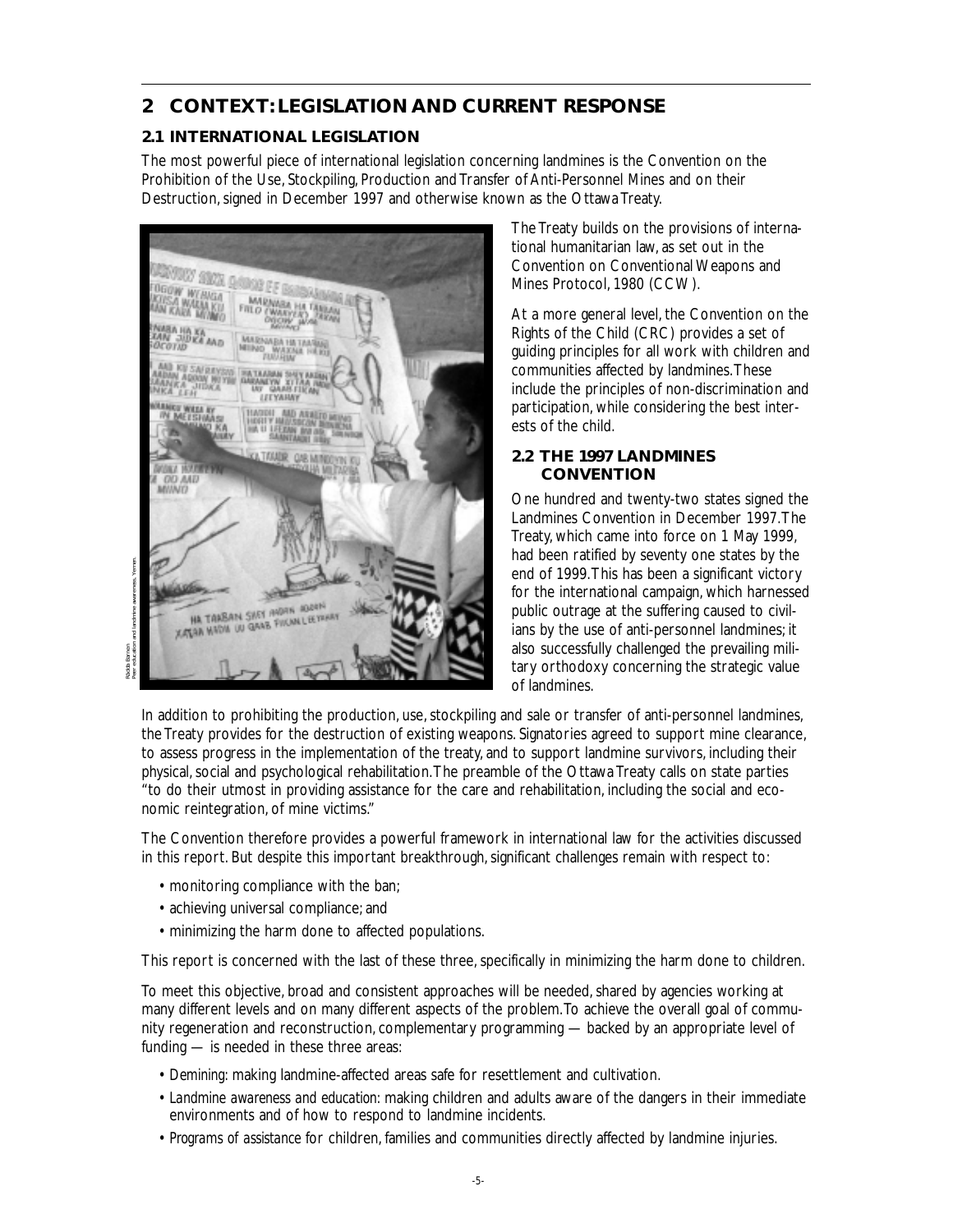## 2 CONTEXT: LEGISLATION AND CURRENT RESPONSE

### 2.1 INTERNATIONAL LEGISLATION

The most powerful piece of international legislation concerning landmines is the Convention on the Prohibition of the Use, Stockpiling, Production and Transfer of Anti-Personnel Mines and on their Destruction, signed in December 1997 and otherwise known as the Ottawa Treaty.

The Treaty builds on the provisions of international humanitarian law, as set out in the Convention on Conventional Weapons and Mines Protocol, 1980 (CCW).

At a more general level, the Convention on the Rights of the Child (CRC) provides a set of guiding principles for all work with children and communities affected by landmines. These include the principles of non-discrimination and participation, while considering the best interests of the child.

Ridda Barron
Peer education and landmine awareness, Yemen.

### 2.2 THE 1997 LANDMINES CONVENTION

One hundred and twenty-two states signed the Landmines Convention in December 1997. The Treaty, which came into force on 1 May 1999, had been ratified by seventy one states by the end of 1999. This has been a significant victory for the international campaign, which harnessed public outrage at the suffering caused to civilians by the use of anti-personnel landmines; it also successfully challenged the prevailing military orthodoxy concerning the strategic value of landmines.

In addition to prohibiting the production, use, stockpiling and sale or transfer of anti-personnel landmines, the Treaty provides for the destruction of existing weapons. Signatories agreed to support mine clearance, to assess progress in the implementation of the treaty, and to support landmine survivors, including their physical, social and psychological rehabilitation. The preamble of the Ottawa Treaty calls on state parties "to do their utmost in providing assistance for the care and rehabilitation, including the social and economic reintegration, of mine victims."

The Convention therefore provides a powerful framework in international law for the activities discussed in this report. But despite this important breakthrough, significant challenges remain with respect to:

- monitoring compliance with the ban;
- achieving universal compliance; and
- minimizing the harm done to affected populations.

This report is concerned with the last of these three, specifically in minimizing the harm done to children.

To meet this objective, broad and consistent approaches will be needed, shared by agencies working at many different levels and on many different aspects of the problem. To achieve the overall goal of community regeneration and reconstruction, complementary programming — backed by an appropriate level of funding — is needed in these three areas:

- *Demining*: making landmine-affected areas safe for resettlement and cultivation.
- *Landmine awareness and education*: making children and adults aware of the dangers in their immediate environments and of how to respond to landmine incidents.
- *Programs of assistance* for children, families and communities directly affected by landmine injuries.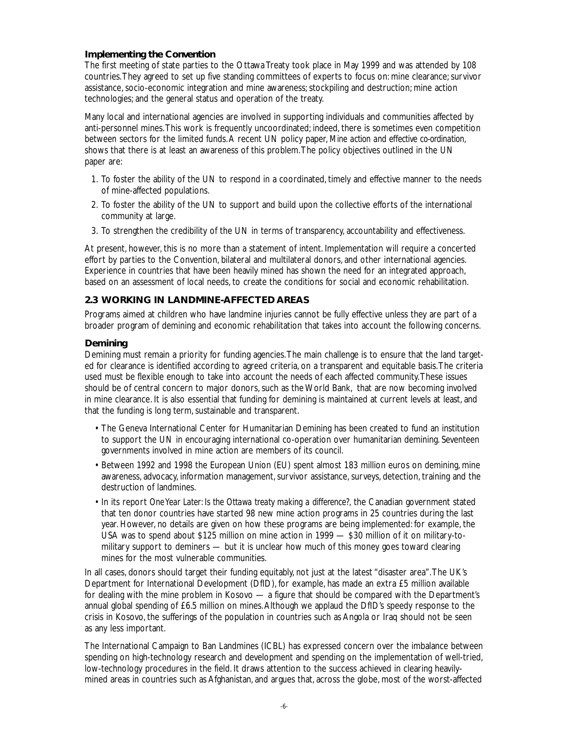### Implementing the Convention

The first meeting of state parties to the Ottawa Treaty took place in May 1999 and was attended by 108 countries. They agreed to set up five standing committees of experts to focus on: mine clearance; survivor assistance, socio-economic integration and mine awareness; stockpiling and destruction; mine action technologies; and the general status and operation of the treaty.

Many local and international agencies are involved in supporting individuals and communities affected by anti-personnel mines. This work is frequently uncoordinated; indeed, there is sometimes even competition between sectors for the limited funds. A recent UN policy paper, *Mine action and effective co-ordination*, shows that there is at least an awareness of this problem. The policy objectives outlined in the UN paper are:

1. To foster the ability of the UN to respond in a coordinated, timely and effective manner to the needs of mine-affected populations.
2. To foster the ability of the UN to support and build upon the collective efforts of the international community at large.
3. To strengthen the credibility of the UN in terms of transparency, accountability and effectiveness.

At present, however, this is no more than a statement of intent. Implementation will require a concerted effort by parties to the Convention, bilateral and multilateral donors, and other international agencies. Experience in countries that have been heavily mined has shown the need for an integrated approach, based on an assessment of local needs, to create the conditions for social and economic rehabilitation.

## 2.3 WORKING IN LANDMINE-AFFECTED AREAS

Programs aimed at children who have landmine injuries cannot be fully effective unless they are part of a broader program of demining and economic rehabilitation that takes into account the following concerns.

### Demining

Demining must remain a priority for funding agencies. The main challenge is to ensure that the land targeted for clearance is identified according to agreed criteria, on a transparent and equitable basis. The criteria used must be flexible enough to take into account the needs of each affected community. These issues should be of central concern to major donors, such as the World Bank, that are now becoming involved in mine clearance. It is also essential that funding for demining is maintained at current levels at least, and that the funding is long term, sustainable and transparent.

- The Geneva International Center for Humanitarian Demining has been created to fund an institution to support the UN in encouraging international co-operation over humanitarian demining. Seventeen governments involved in mine action are members of its council.
- Between 1992 and 1998 the European Union (EU) spent almost 183 million euros on demining, mine awareness, advocacy, information management, survivor assistance, surveys, detection, training and the destruction of landmines.
- In its report *One Year Later: Is the Ottawa treaty making a difference?*, the Canadian government stated that ten donor countries have started 98 new mine action programs in 25 countries during the last year. However, no details are given on how these programs are being implemented: for example, the USA was to spend about $125 million on mine action in 1999 — $30 million of it on military-to-military support to deminers — but it is unclear how much of this money goes toward clearing mines for the most vulnerable communities.

In all cases, donors should target their funding equitably, not just at the latest "disaster area". The UK's Department for International Development (DfID), for example, has made an extra £5 million available for dealing with the mine problem in Kosovo — a figure that should be compared with the Department's annual global spending of £6.5 million on mines. Although we applaud the DfID's speedy response to the crisis in Kosovo, the sufferings of the population in countries such as Angola or Iraq should not be seen as any less important.

The International Campaign to Ban Landmines (ICBL) has expressed concern over the imbalance between spending on high-technology research and development and spending on the implementation of well-tried, low-technology procedures in the field. It draws attention to the success achieved in clearing heavily-mined areas in countries such as Afghanistan, and argues that, across the globe, most of the worst-affected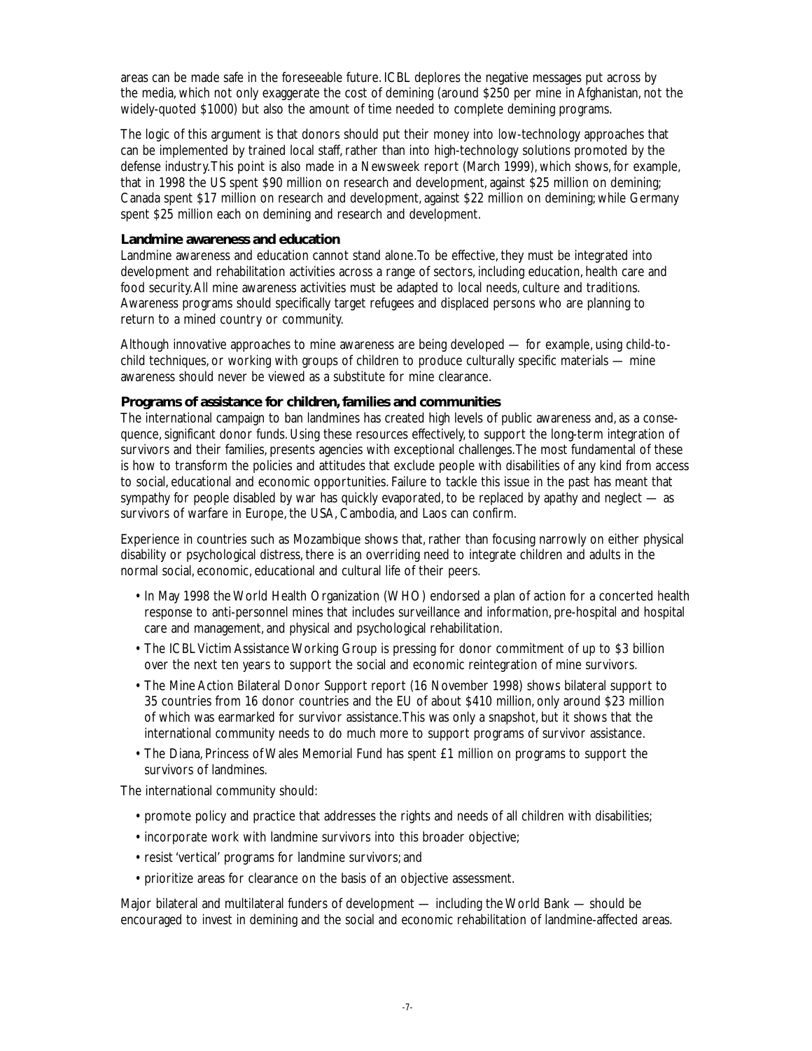areas can be made safe in the foreseeable future. ICBL deplores the negative messages put across by the media, which not only exaggerate the cost of demining (around $250 per mine in Afghanistan, not the widely-quoted $1000) but also the amount of time needed to complete demining programs.

The logic of this argument is that donors should put their money into low-technology approaches that can be implemented by trained local staff, rather than into high-technology solutions promoted by the defense industry. This point is also made in a Newsweek report (March 1999), which shows, for example, that in 1998 the US spent $90 million on research and development, against $25 million on demining; Canada spent $17 million on research and development, against $22 million on demining; while Germany spent $25 million each on demining and research and development.

### Landmine awareness and education

Landmine awareness and education cannot stand alone. To be effective, they must be integrated into development and rehabilitation activities across a range of sectors, including education, health care and food security. All mine awareness activities must be adapted to local needs, culture and traditions. Awareness programs should specifically target refugees and displaced persons who are planning to return to a mined country or community.

Although innovative approaches to mine awareness are being developed — for example, using child-to-child techniques, or working with groups of children to produce culturally specific materials — mine awareness should never be viewed as a substitute for mine clearance.

### Programs of assistance for children, families and communities

The international campaign to ban landmines has created high levels of public awareness and, as a consequence, significant donor funds. Using these resources effectively, to support the long-term integration of survivors and their families, presents agencies with exceptional challenges. The most fundamental of these is how to transform the policies and attitudes that exclude people with disabilities of any kind from access to social, educational and economic opportunities. Failure to tackle this issue in the past has meant that sympathy for people disabled by war has quickly evaporated, to be replaced by apathy and neglect — as survivors of warfare in Europe, the USA, Cambodia, and Laos can confirm.

Experience in countries such as Mozambique shows that, rather than focusing narrowly on either physical disability or psychological distress, there is an overriding need to integrate children and adults in the normal social, economic, educational and cultural life of their peers.

- In May 1998 the World Health Organization (WHO) endorsed a plan of action for a concerted health response to anti-personnel mines that includes surveillance and information, pre-hospital and hospital care and management, and physical and psychological rehabilitation.
- The ICBL Victim Assistance Working Group is pressing for donor commitment of up to $3 billion over the next ten years to support the social and economic reintegration of mine survivors.
- The Mine Action Bilateral Donor Support report (16 November 1998) shows bilateral support to 35 countries from 16 donor countries and the EU of about $410 million, only around $23 million of which was earmarked for survivor assistance. This was only a snapshot, but it shows that the international community needs to do much more to support programs of survivor assistance.
- The Diana, Princess of Wales Memorial Fund has spent £1 million on programs to support the survivors of landmines.

The international community should:

- promote policy and practice that addresses the rights and needs of all children with disabilities;
- incorporate work with landmine survivors into this broader objective;
- resist 'vertical' programs for landmine survivors; and
- prioritize areas for clearance on the basis of an objective assessment.

Major bilateral and multilateral funders of development — including the World Bank — should be encouraged to invest in demining and the social and economic rehabilitation of landmine-affected areas.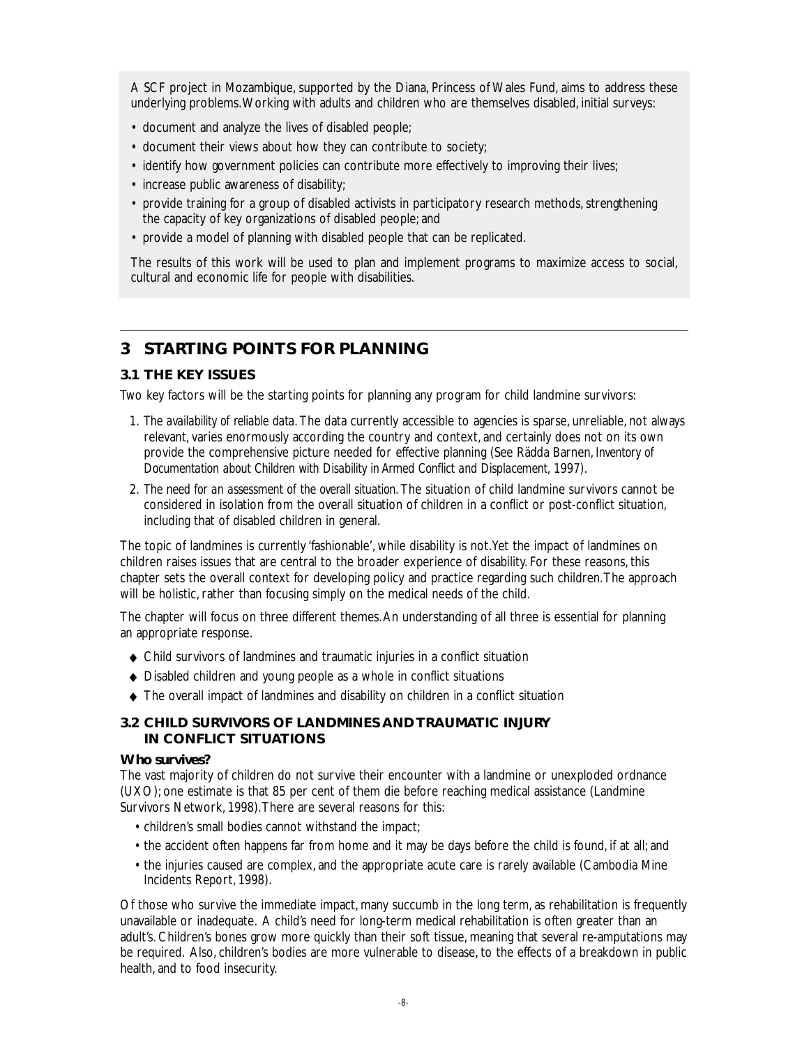A SCF project in Mozambique, supported by the Diana, Princess of Wales Fund, aims to address these underlying problems. Working with adults and children who are themselves disabled, initial surveys:

- document and analyze the lives of disabled people;
- document their views about how they can contribute to society;
- identify how government policies can contribute more effectively to improving their lives;
- increase public awareness of disability;
- provide training for a group of disabled activists in participatory research methods, strengthening the capacity of key organizations of disabled people; and
- provide a model of planning with disabled people that can be replicated.

The results of this work will be used to plan and implement programs to maximize access to social, cultural and economic life for people with disabilities.

## 3 STARTING POINTS FOR PLANNING

### 3.1 THE KEY ISSUES

Two key factors will be the starting points for planning any program for child landmine survivors:

1. *The availability of reliable data.* The data currently accessible to agencies is sparse, unreliable, not always relevant, varies enormously according the country and context, and certainly does not on its own provide the comprehensive picture needed for effective planning (See Rädda Barnen, *Inventory of Documentation about Children with Disability in Armed Conflict and Displacement*, 1997).
2. *The need for an assessment of the overall situation.* The situation of child landmine survivors cannot be considered in isolation from the overall situation of children in a conflict or post-conflict situation, including that of disabled children in general.

The topic of landmines is currently 'fashionable', while disability is not. Yet the impact of landmines on children raises issues that are central to the broader experience of disability. For these reasons, this chapter sets the overall context for developing policy and practice regarding such children. The approach will be holistic, rather than focusing simply on the medical needs of the child.

The chapter will focus on three different themes. An understanding of all three is essential for planning an appropriate response.

- Child survivors of landmines and traumatic injuries in a conflict situation
- Disabled children and young people as a whole in conflict situations
- The overall impact of landmines and disability on children in a conflict situation

### 3.2 CHILD SURVIVORS OF LANDMINES AND TRAUMATIC INJURY IN CONFLICT SITUATIONS

**Who survives?**

The vast majority of children do not survive their encounter with a landmine or unexploded ordnance (UXO); one estimate is that 85 per cent of them die before reaching medical assistance (Landmine Survivors Network, 1998). There are several reasons for this:

- children's small bodies cannot withstand the impact;
- the accident often happens far from home and it may be days before the child is found, if at all; and
- the injuries caused are complex, and the appropriate acute care is rarely available (Cambodia Mine Incidents Report, 1998).

Of those who survive the immediate impact, many succumb in the long term, as rehabilitation is frequently unavailable or inadequate. A child's need for long-term medical rehabilitation is often greater than an adult's. Children's bones grow more quickly than their soft tissue, meaning that several re-amputations may be required. Also, children's bodies are more vulnerable to disease, to the effects of a breakdown in public health, and to food insecurity.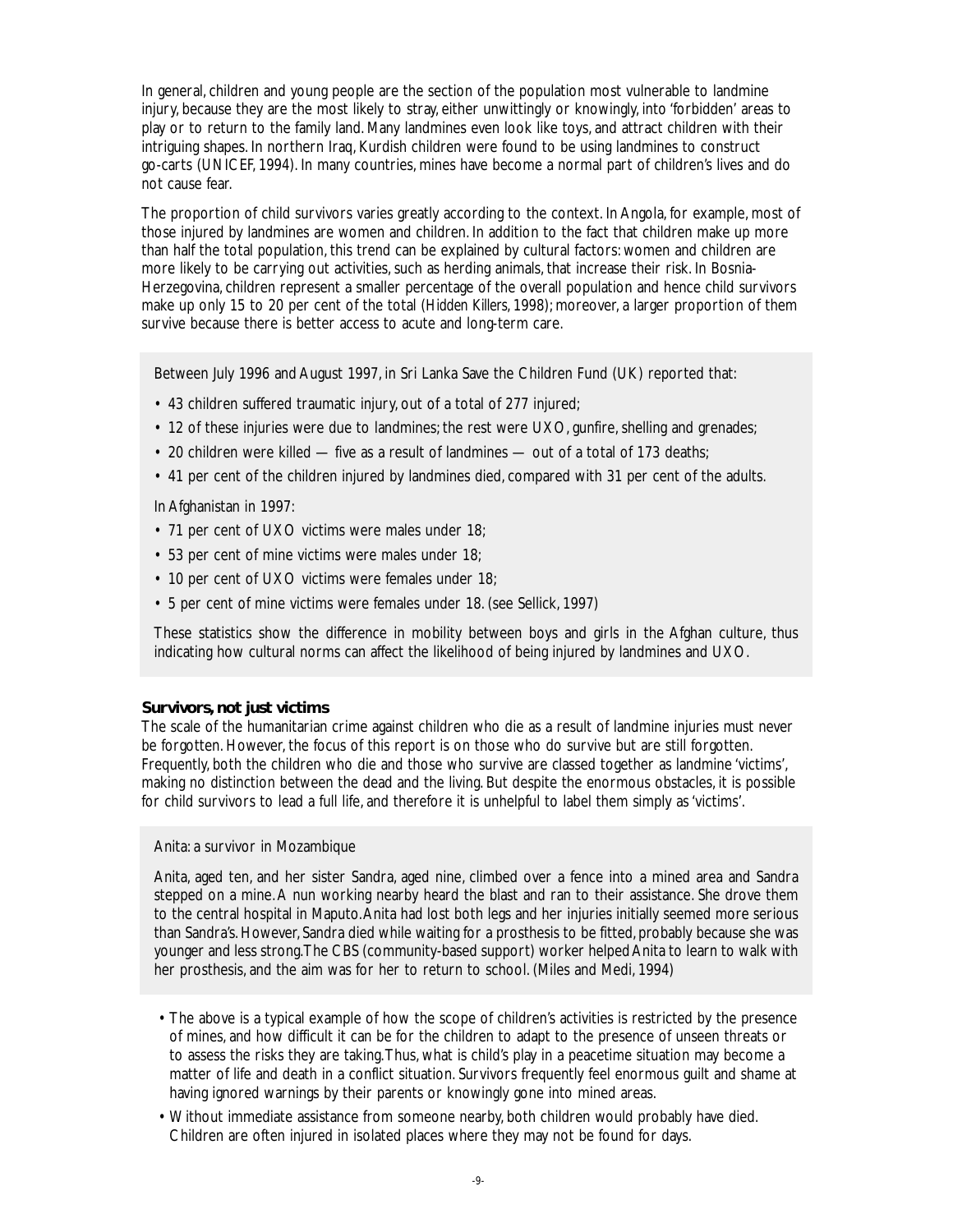In general, children and young people are the section of the population most vulnerable to landmine injury, because they are the most likely to stray, either unwittingly or knowingly, into 'forbidden' areas to play or to return to the family land. Many landmines even look like toys, and attract children with their intriguing shapes. In northern Iraq, Kurdish children were found to be using landmines to construct go-carts (UNICEF, 1994). In many countries, mines have become a normal part of children's lives and do not cause fear.

The proportion of child survivors varies greatly according to the context. In Angola, for example, most of those injured by landmines are women and children. In addition to the fact that children make up more than half the total population, this trend can be explained by cultural factors: women and children are more likely to be carrying out activities, such as herding animals, that increase their risk. In Bosnia-Herzegovina, children represent a smaller percentage of the overall population and hence child survivors make up only 15 to 20 per cent of the total (*Hidden Killers*, 1998); moreover, a larger proportion of them survive because there is better access to acute and long-term care.

Between July 1996 and August 1997, in Sri Lanka Save the Children Fund (UK) reported that:

- 43 children suffered traumatic injury, out of a total of 277 injured;
- 12 of these injuries were due to landmines; the rest were UXO, gunfire, shelling and grenades;
- 20 children were killed — five as a result of landmines — out of a total of 173 deaths;
- 41 per cent of the children injured by landmines died, compared with 31 per cent of the adults.

In Afghanistan in 1997:

- 71 per cent of UXO victims were males under 18;
- 53 per cent of mine victims were males under 18;
- 10 per cent of UXO victims were females under 18;
- 5 per cent of mine victims were females under 18. (see Sellick, 1997)

These statistics show the difference in mobility between boys and girls in the Afghan culture, thus indicating how cultural norms can affect the likelihood of being injured by landmines and UXO.

### Survivors, not just victims

The scale of the humanitarian crime against children who die as a result of landmine injuries must never be forgotten. However, the focus of this report is on those who do survive but are still forgotten. Frequently, both the children who die and those who survive are classed together as landmine 'victims', making no distinction between the dead and the living. But despite the enormous obstacles, it is possible for child survivors to lead a full life, and therefore it is unhelpful to label them simply as 'victims'.

Anita: a survivor in Mozambique

Anita, aged ten, and her sister Sandra, aged nine, climbed over a fence into a mined area and Sandra stepped on a mine. A nun working nearby heard the blast and ran to their assistance. She drove them to the central hospital in Maputo. Anita had lost both legs and her injuries initially seemed more serious than Sandra's. However, Sandra died while waiting for a prosthesis to be fitted, probably because she was younger and less strong. The CBS (community-based support) worker helped Anita to learn to walk with her prosthesis, and the aim was for her to return to school. (Miles and Medi, 1994)

- The above is a typical example of how the scope of children's activities is restricted by the presence of mines, and how difficult it can be for the children to adapt to the presence of unseen threats or to assess the risks they are taking. Thus, what is child's play in a peacetime situation may become a matter of life and death in a conflict situation. Survivors frequently feel enormous guilt and shame at having ignored warnings by their parents or knowingly gone into mined areas.
- Without immediate assistance from someone nearby, both children would probably have died. Children are often injured in isolated places where they may not be found for days.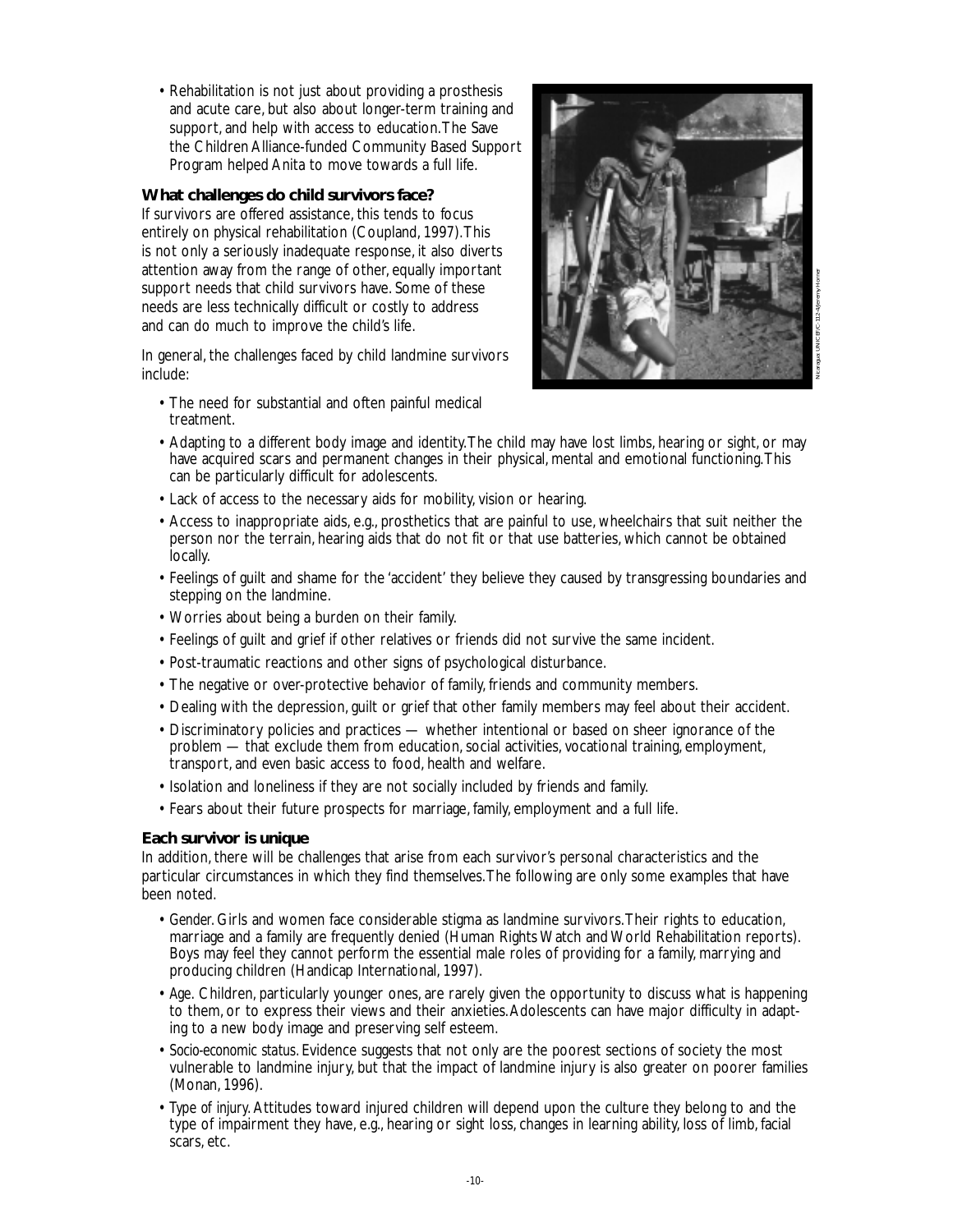- Rehabilitation is not just about providing a prosthesis and acute care, but also about longer-term training and support, and help with access to education. The Save the Children Alliance-funded Community Based Support Program helped Anita to move towards a full life.

**What challenges do child survivors face?**

If survivors are offered assistance, this tends to focus entirely on physical rehabilitation (Coupland, 1997). This is not only a seriously inadequate response, it also diverts attention away from the range of other, equally important support needs that child survivors have. Some of these needs are less technically difficult or costly to address and can do much to improve the child's life.

In general, the challenges faced by child landmine survivors include:

- The need for substantial and often painful medical treatment.
- Adapting to a different body image and identity. The child may have lost limbs, hearing or sight, or may have acquired scars and permanent changes in their physical, mental and emotional functioning. This can be particularly difficult for adolescents.
- Lack of access to the necessary aids for mobility, vision or hearing.
- Access to inappropriate aids, e.g., prosthetics that are painful to use, wheelchairs that suit neither the person nor the terrain, hearing aids that do not fit or that use batteries, which cannot be obtained locally.
- Feelings of guilt and shame for the 'accident' they believe they caused by transgressing boundaries and stepping on the landmine.
- Worries about being a burden on their family.
- Feelings of guilt and grief if other relatives or friends did not survive the same incident.
- Post-traumatic reactions and other signs of psychological disturbance.
- The negative or over-protective behavior of family, friends and community members.
- Dealing with the depression, guilt or grief that other family members may feel about their accident.
- Discriminatory policies and practices — whether intentional or based on sheer ignorance of the problem — that exclude them from education, social activities, vocational training, employment, transport, and even basic access to food, health and welfare.
- Isolation and loneliness if they are not socially included by friends and family.
- Fears about their future prospects for marriage, family, employment and a full life.

**Each survivor is unique**

In addition, there will be challenges that arise from each survivor's personal characteristics and the particular circumstances in which they find themselves. The following are only some examples that have been noted.

- *Gender.* Girls and women face considerable stigma as landmine survivors. Their rights to education, marriage and a family are frequently denied (Human Rights Watch and World Rehabilitation reports). Boys may feel they cannot perform the essential male roles of providing for a family, marrying and producing children (Handicap International, 1997).
- *Age.* Children, particularly younger ones, are rarely given the opportunity to discuss what is happening to them, or to express their views and their anxieties. Adolescents can have major difficulty in adapting to a new body image and preserving self esteem.
- *Socio-economic status.* Evidence suggests that not only are the poorest sections of society the most vulnerable to landmine injury, but that the impact of landmine injury is also greater on poorer families (Monan, 1996).
- *Type of injury.* Attitudes toward injured children will depend upon the culture they belong to and the type of impairment they have, e.g., hearing or sight loss, changes in learning ability, loss of limb, facial scars, etc.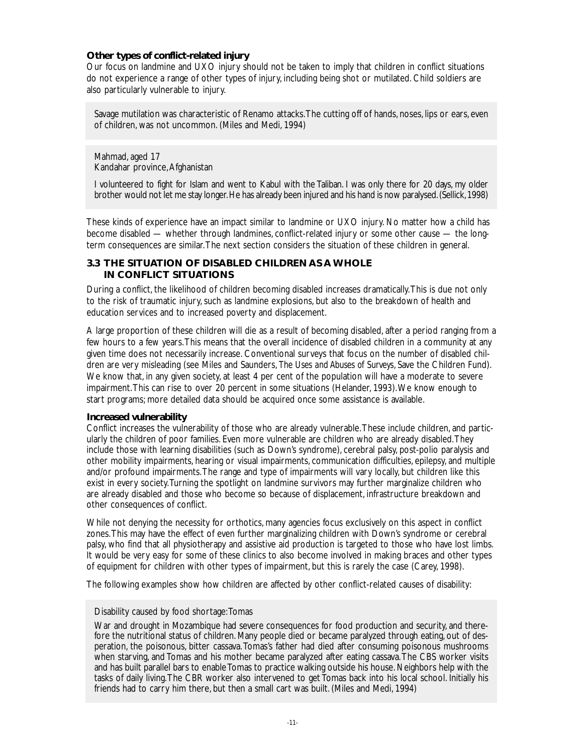### Other types of conflict-related injury

Our focus on landmine and UXO injury should not be taken to imply that children in conflict situations do not experience a range of other types of injury, including being shot or mutilated. Child soldiers are also particularly vulnerable to injury.

> Savage mutilation was characteristic of Renamo attacks.The cutting off of hands, noses, lips or ears, even of children, was not uncommon. (Miles and Medi, 1994)

> Mahmad, aged 17
> Kandahar province, Afghanistan
>
> I volunteered to fight for Islam and went to Kabul with the Taliban. I was only there for 20 days, my older brother would not let me stay longer. He has already been injured and his hand is now paralysed. (Sellick, 1998)

These kinds of experience have an impact similar to landmine or UXO injury. No matter how a child has become disabled — whether through landmines, conflict-related injury or some other cause — the long-term consequences are similar.The next section considers the situation of these children in general.

## 3.3 THE SITUATION OF DISABLED CHILDREN AS A WHOLE IN CONFLICT SITUATIONS

During a conflict, the likelihood of children becoming disabled increases dramatically.This is due not only to the risk of traumatic injury, such as landmine explosions, but also to the breakdown of health and education services and to increased poverty and displacement.

A large proportion of these children will die as a result of becoming disabled, after a period ranging from a few hours to a few years.This means that the overall incidence of disabled children in a community at any given time does not necessarily increase. Conventional surveys that focus on the number of disabled children are very misleading (see Miles and Saunders, *The Uses and Abuses of Surveys*, Save the Children Fund). We know that, in any given society, at least 4 per cent of the population will have a moderate to severe impairment.This can rise to over 20 percent in some situations (Helander, 1993).We know enough to start programs; more detailed data should be acquired once some assistance is available.

### Increased vulnerability

Conflict increases the vulnerability of those who are already vulnerable.These include children, and particularly the children of poor families. Even more vulnerable are children who are already disabled.They include those with learning disabilities (such as Down's syndrome), cerebral palsy, post-polio paralysis and other mobility impairments, hearing or visual impairments, communication difficulties, epilepsy, and multiple and/or profound impairments.The range and type of impairments will vary locally, but children like this exist in every society.Turning the spotlight on landmine survivors may further marginalize children who are already disabled and those who become so because of displacement, infrastructure breakdown and other consequences of conflict.

While not denying the necessity for orthotics, many agencies focus exclusively on this aspect in conflict zones.This may have the effect of even further marginalizing children with Down's syndrome or cerebral palsy, who find that all physiotherapy and assistive aid production is targeted to those who have lost limbs. It would be very easy for some of these clinics to also become involved in making braces and other types of equipment for children with other types of impairment, but this is rarely the case (Carey, 1998).

The following examples show how children are affected by other conflict-related causes of disability:

> Disability caused by food shortage: Tomas
>
> War and drought in Mozambique had severe consequences for food production and security, and therefore the nutritional status of children. Many people died or became paralyzed through eating, out of desperation, the poisonous, bitter cassava.Tomas's father had died after consuming poisonous mushrooms when starving, and Tomas and his mother became paralyzed after eating cassava.The CBS worker visits and has built parallel bars to enable Tomas to practice walking outside his house. Neighbors help with the tasks of daily living.The CBR worker also intervened to get Tomas back into his local school. Initially his friends had to carry him there, but then a small cart was built. (Miles and Medi, 1994)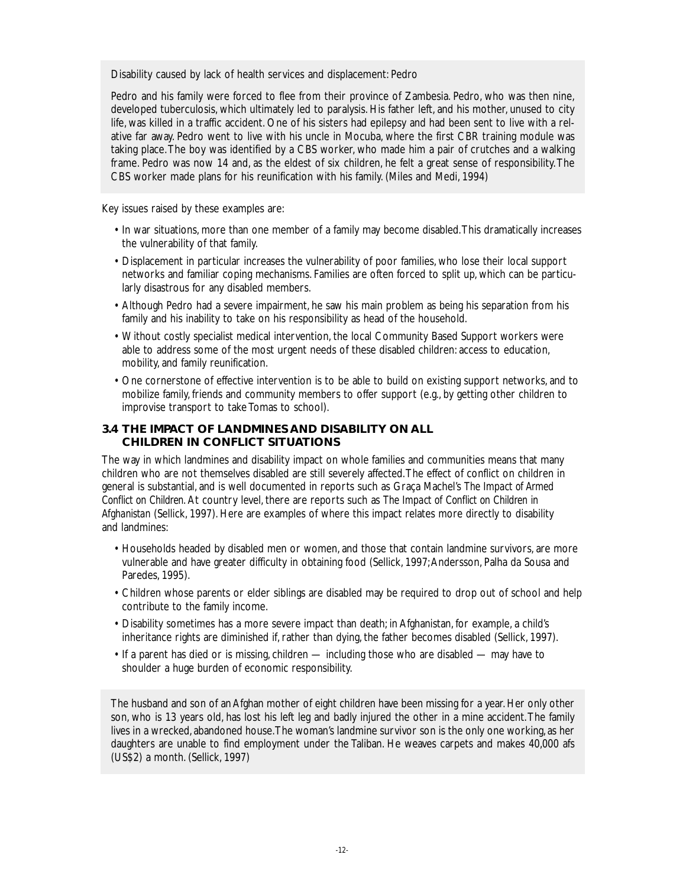Disability caused by lack of health services and displacement: Pedro

Pedro and his family were forced to flee from their province of Zambesia. Pedro, who was then nine, developed tuberculosis, which ultimately led to paralysis. His father left, and his mother, unused to city life, was killed in a traffic accident. One of his sisters had epilepsy and had been sent to live with a relative far away. Pedro went to live with his uncle in Mocuba, where the first CBR training module was taking place. The boy was identified by a CBS worker, who made him a pair of crutches and a walking frame. Pedro was now 14 and, as the eldest of six children, he felt a great sense of responsibility. The CBS worker made plans for his reunification with his family. (Miles and Medi, 1994)

Key issues raised by these examples are:

- In war situations, more than one member of a family may become disabled. This dramatically increases the vulnerability of that family.
- Displacement in particular increases the vulnerability of poor families, who lose their local support networks and familiar coping mechanisms. Families are often forced to split up, which can be particularly disastrous for any disabled members.
- Although Pedro had a severe impairment, he saw his main problem as being his separation from his family and his inability to take on his responsibility as head of the household.
- Without costly specialist medical intervention, the local Community Based Support workers were able to address some of the most urgent needs of these disabled children: access to education, mobility, and family reunification.
- One cornerstone of effective intervention is to be able to build on existing support networks, and to mobilize family, friends and community members to offer support (e.g., by getting other children to improvise transport to take Tomas to school).

### 3.4 THE IMPACT OF LANDMINES AND DISABILITY ON ALL CHILDREN IN CONFLICT SITUATIONS

The way in which landmines and disability impact on whole families and communities means that many children who are not themselves disabled are still severely affected. The effect of conflict on children in general is substantial, and is well documented in reports such as Graça Machel's *The Impact of Armed Conflict on Children*. At country level, there are reports such as *The Impact of Conflict on Children in Afghanistan* (Sellick, 1997). Here are examples of where this impact relates more directly to disability and landmines:

- Households headed by disabled men or women, and those that contain landmine survivors, are more vulnerable and have greater difficulty in obtaining food (Sellick, 1997; Andersson, Palha da Sousa and Paredes, 1995).
- Children whose parents or elder siblings are disabled may be required to drop out of school and help contribute to the family income.
- Disability sometimes has a more severe impact than death; in Afghanistan, for example, a child's inheritance rights are diminished if, rather than dying, the father becomes disabled (Sellick, 1997).
- If a parent has died or is missing, children — including those who are disabled — may have to shoulder a huge burden of economic responsibility.

The husband and son of an Afghan mother of eight children have been missing for a year. Her only other son, who is 13 years old, has lost his left leg and badly injured the other in a mine accident. The family lives in a wrecked, abandoned house. The woman's landmine survivor son is the only one working, as her daughters are unable to find employment under the Taliban. He weaves carpets and makes 40,000 afs (US$2) a month. (Sellick, 1997)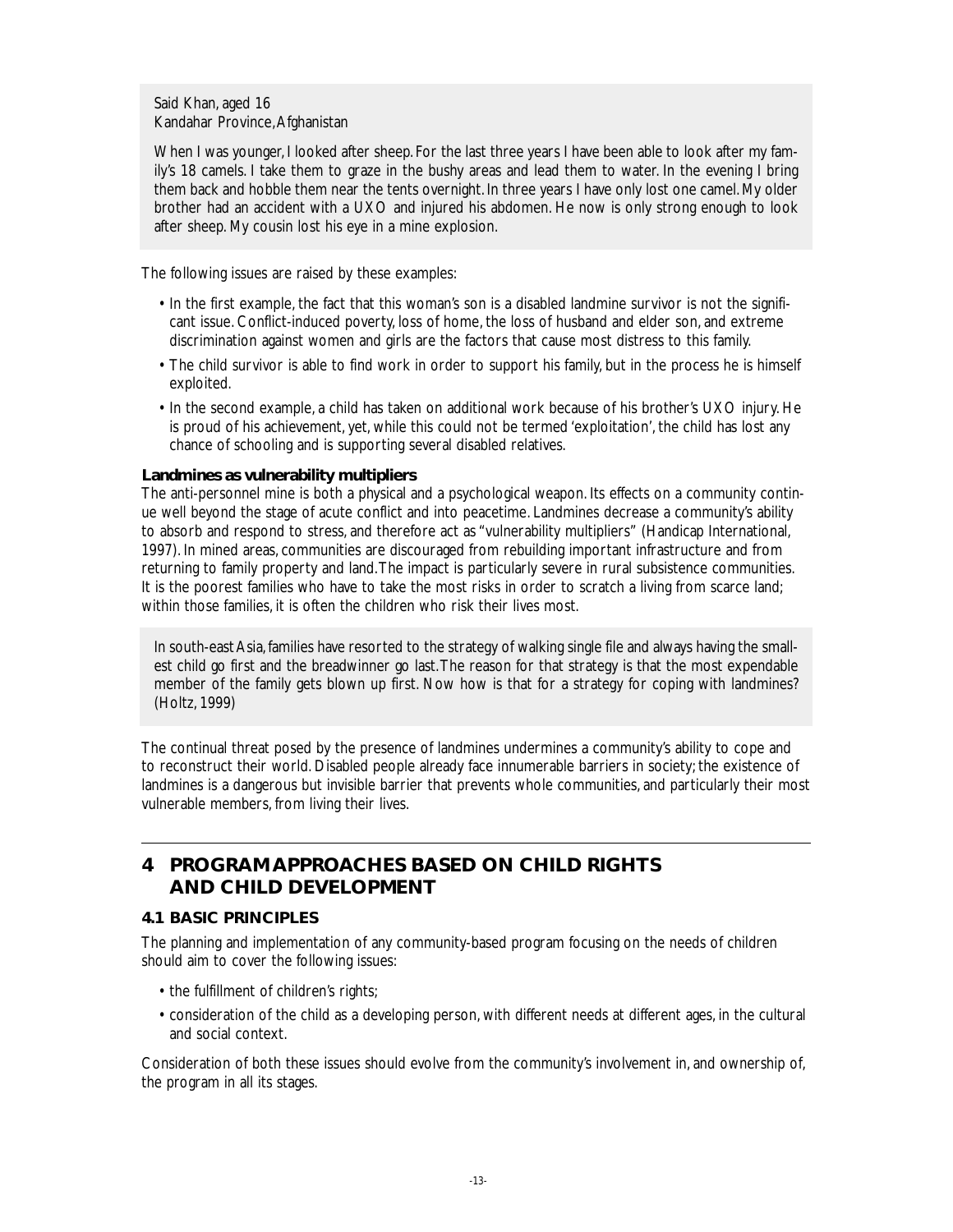Said Khan, aged 16
Kandahar Province, Afghanistan

When I was younger, I looked after sheep. For the last three years I have been able to look after my family's 18 camels. I take them to graze in the bushy areas and lead them to water. In the evening I bring them back and hobble them near the tents overnight. In three years I have only lost one camel. My older brother had an accident with a UXO and injured his abdomen. He now is only strong enough to look after sheep. My cousin lost his eye in a mine explosion.

The following issues are raised by these examples:

- In the first example, the fact that this woman's son is a disabled landmine survivor is not the significant issue. Conflict-induced poverty, loss of home, the loss of husband and elder son, and extreme discrimination against women and girls are the factors that cause most distress to this family.
- The child survivor is able to find work in order to support his family, but in the process he is himself exploited.
- In the second example, a child has taken on additional work because of his brother's UXO injury. He is proud of his achievement, yet, while this could not be termed 'exploitation', the child has lost any chance of schooling and is supporting several disabled relatives.

**Landmines as vulnerability multipliers**

The anti-personnel mine is both a physical and a psychological weapon. Its effects on a community continue well beyond the stage of acute conflict and into peacetime. Landmines decrease a community's ability to absorb and respond to stress, and therefore act as "vulnerability multipliers" (Handicap International, 1997). In mined areas, communities are discouraged from rebuilding important infrastructure and from returning to family property and land. The impact is particularly severe in rural subsistence communities. It is the poorest families who have to take the most risks in order to scratch a living from scarce land; within those families, it is often the children who risk their lives most.

In south-east Asia, families have resorted to the strategy of walking single file and always having the smallest child go first and the breadwinner go last. The reason for that strategy is that the most expendable member of the family gets blown up first. Now how is that for a strategy for coping with landmines? (Holtz, 1999)

The continual threat posed by the presence of landmines undermines a community's ability to cope and to reconstruct their world. Disabled people already face innumerable barriers in society; the existence of landmines is a dangerous but invisible barrier that prevents whole communities, and particularly their most vulnerable members, from living their lives.

## 4 PROGRAM APPROACHES BASED ON CHILD RIGHTS AND CHILD DEVELOPMENT

### 4.1 BASIC PRINCIPLES

The planning and implementation of any community-based program focusing on the needs of children should aim to cover the following issues:

- the fulfillment of children's rights;
- consideration of the child as a developing person, with different needs at different ages, in the cultural and social context.

Consideration of both these issues should evolve from the community's involvement in, and ownership of, the program in all its stages.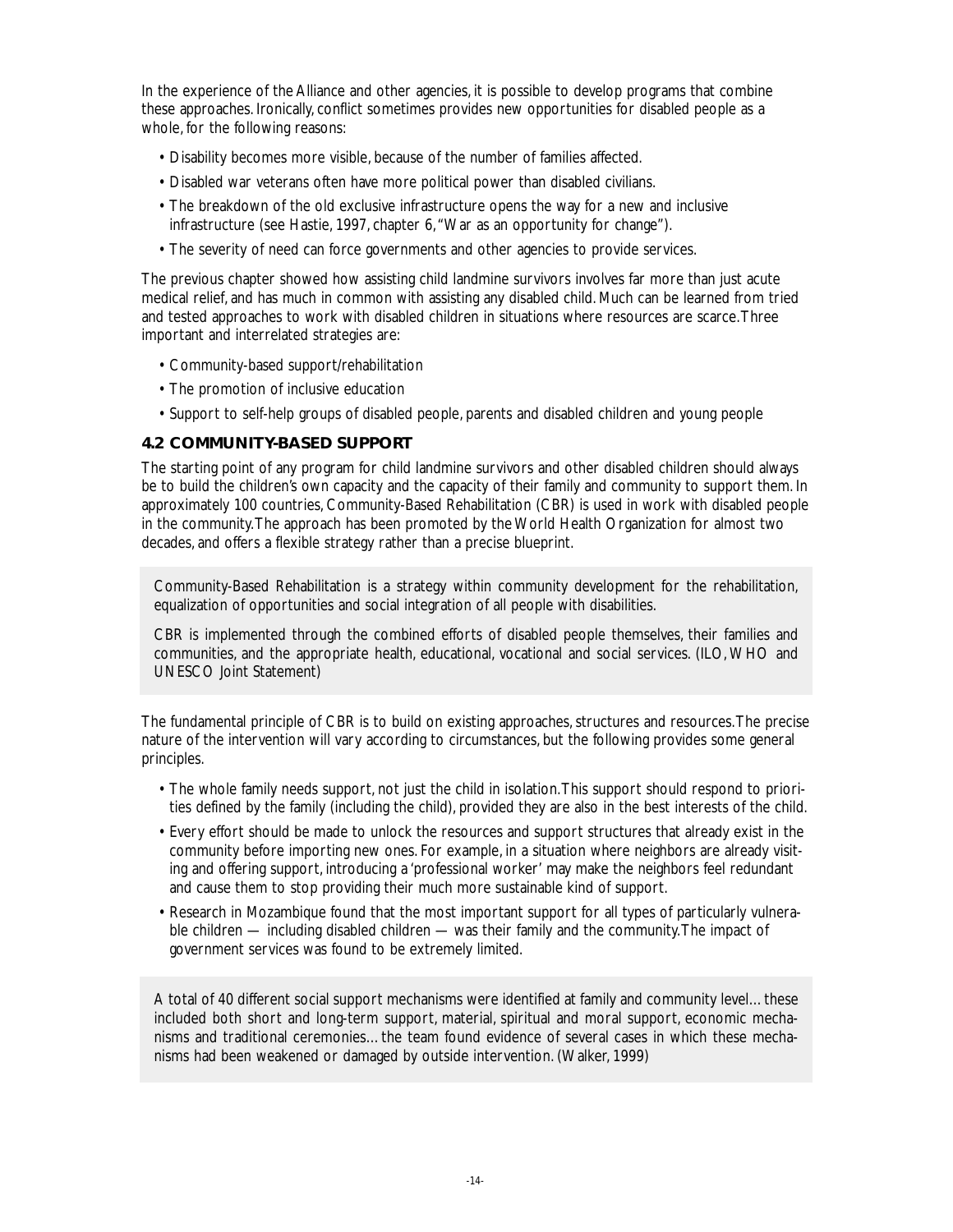In the experience of the Alliance and other agencies, it is possible to develop programs that combine these approaches. Ironically, conflict sometimes provides new opportunities for disabled people as a whole, for the following reasons:

- Disability becomes more visible, because of the number of families affected.
- Disabled war veterans often have more political power than disabled civilians.
- The breakdown of the old exclusive infrastructure opens the way for a new and inclusive infrastructure (see Hastie, 1997, chapter 6, "War as an opportunity for change").
- The severity of need can force governments and other agencies to provide services.

The previous chapter showed how assisting child landmine survivors involves far more than just acute medical relief, and has much in common with assisting any disabled child. Much can be learned from tried and tested approaches to work with disabled children in situations where resources are scarce. Three important and interrelated strategies are:

- Community-based support/rehabilitation
- The promotion of inclusive education
- Support to self-help groups of disabled people, parents and disabled children and young people

### 4.2 COMMUNITY-BASED SUPPORT

The starting point of any program for child landmine survivors and other disabled children should always be to build the children's own capacity and the capacity of their family and community to support them. In approximately 100 countries, Community-Based Rehabilitation (CBR) is used in work with disabled people in the community. The approach has been promoted by the World Health Organization for almost two decades, and offers a flexible strategy rather than a precise blueprint.

> Community-Based Rehabilitation is a strategy within community development for the rehabilitation, equalization of opportunities and social integration of all people with disabilities.
>
> CBR is implemented through the combined efforts of disabled people themselves, their families and communities, and the appropriate health, educational, vocational and social services. (ILO, WHO and UNESCO Joint Statement)

The fundamental principle of CBR is to build on existing approaches, structures and resources. The precise nature of the intervention will vary according to circumstances, but the following provides some general principles.

- The whole family needs support, not just the child in isolation. This support should respond to priorities defined by the family (including the child), provided they are also in the best interests of the child.
- Every effort should be made to unlock the resources and support structures that already exist in the community before importing new ones. For example, in a situation where neighbors are already visiting and offering support, introducing a 'professional worker' may make the neighbors feel redundant and cause them to stop providing their much more sustainable kind of support.
- Research in Mozambique found that the most important support for all types of particularly vulnerable children — including disabled children — was their family and the community. The impact of government services was found to be extremely limited.

> A total of 40 different social support mechanisms were identified at family and community level… these included both short and long-term support, material, spiritual and moral support, economic mechanisms and traditional ceremonies… the team found evidence of several cases in which these mechanisms had been weakened or damaged by outside intervention. (Walker, 1999)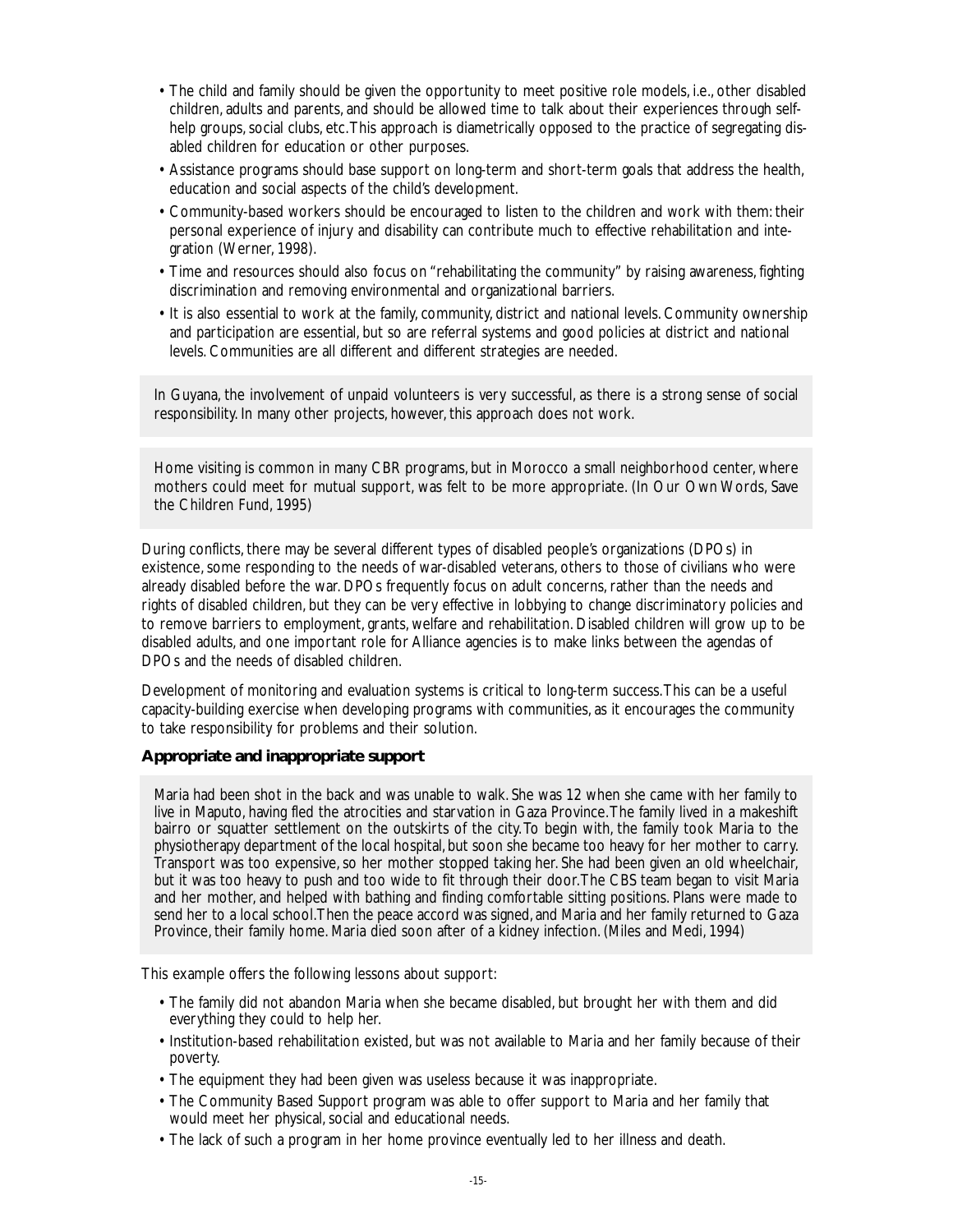- The child and family should be given the opportunity to meet positive role models, i.e., other disabled children, adults and parents, and should be allowed time to talk about their experiences through self-help groups, social clubs, etc. This approach is diametrically opposed to the practice of segregating disabled children for education or other purposes.
- Assistance programs should base support on long-term and short-term goals that address the health, education and social aspects of the child's development.
- Community-based workers should be encouraged to listen to the children and work with them: their personal experience of injury and disability can contribute much to effective rehabilitation and integration (Werner, 1998).
- Time and resources should also focus on "rehabilitating the community" by raising awareness, fighting discrimination and removing environmental and organizational barriers.
- It is also essential to work at the family, community, district and national levels. Community ownership and participation are essential, but so are referral systems and good policies at district and national levels. Communities are all different and different strategies are needed.

> In Guyana, the involvement of unpaid volunteers is very successful, as there is a strong sense of social responsibility. In many other projects, however, this approach does not work.

> Home visiting is common in many CBR programs, but in Morocco a small neighborhood center, where mothers could meet for mutual support, was felt to be more appropriate. (In Our Own Words, Save the Children Fund, 1995)

During conflicts, there may be several different types of disabled people's organizations (DPOs) in existence, some responding to the needs of war-disabled veterans, others to those of civilians who were already disabled before the war. DPOs frequently focus on adult concerns, rather than the needs and rights of disabled children, but they can be very effective in lobbying to change discriminatory policies and to remove barriers to employment, grants, welfare and rehabilitation. Disabled children will grow up to be disabled adults, and one important role for Alliance agencies is to make links between the agendas of DPOs and the needs of disabled children.

Development of monitoring and evaluation systems is critical to long-term success. This can be a useful capacity-building exercise when developing programs with communities, as it encourages the community to take responsibility for problems and their solution.

### Appropriate and inappropriate support

> Maria had been shot in the back and was unable to walk. She was 12 when she came with her family to live in Maputo, having fled the atrocities and starvation in Gaza Province. The family lived in a makeshift bairro or squatter settlement on the outskirts of the city. To begin with, the family took Maria to the physiotherapy department of the local hospital, but soon she became too heavy for her mother to carry. Transport was too expensive, so her mother stopped taking her. She had been given an old wheelchair, but it was too heavy to push and too wide to fit through their door. The CBS team began to visit Maria and her mother, and helped with bathing and finding comfortable sitting positions. Plans were made to send her to a local school. Then the peace accord was signed, and Maria and her family returned to Gaza Province, their family home. Maria died soon after of a kidney infection. (Miles and Medi, 1994)

This example offers the following lessons about support:

- The family did not abandon Maria when she became disabled, but brought her with them and did everything they could to help her.
- Institution-based rehabilitation existed, but was not available to Maria and her family because of their poverty.
- The equipment they had been given was useless because it was inappropriate.
- The Community Based Support program was able to offer support to Maria and her family that would meet her physical, social and educational needs.
- The lack of such a program in her home province eventually led to her illness and death.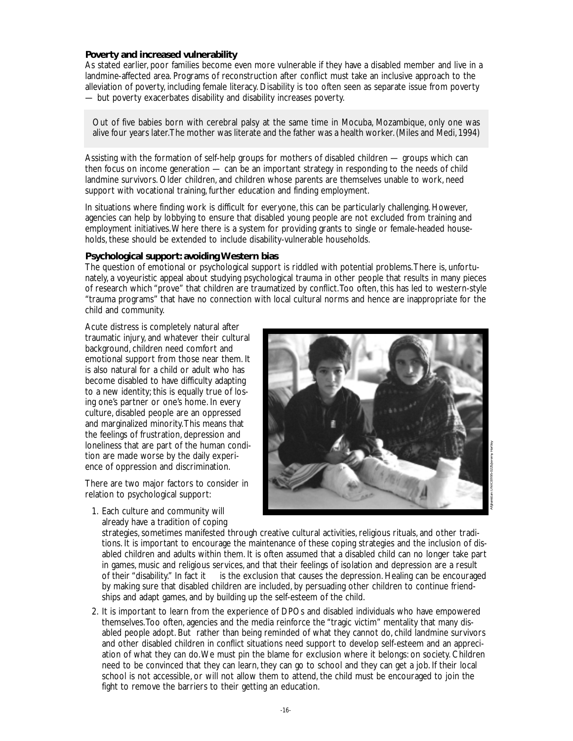### Poverty and increased vulnerability

As stated earlier, poor families become even more vulnerable if they have a disabled member and live in a landmine-affected area. Programs of reconstruction after conflict must take an inclusive approach to the alleviation of poverty, including female literacy. Disability is too often seen as separate issue from poverty — but poverty exacerbates disability and disability increases poverty.

> Out of five babies born with cerebral palsy at the same time in Mocuba, Mozambique, only one was alive four years later. The mother was literate and the father was a health worker. (Miles and Medi, 1994)

Assisting with the formation of self-help groups for mothers of disabled children — groups which can then focus on income generation — can be an important strategy in responding to the needs of child landmine survivors. Older children, and children whose parents are themselves unable to work, need support with vocational training, further education and finding employment.

In situations where finding work is difficult for everyone, this can be particularly challenging. However, agencies can help by lobbying to ensure that disabled young people are not excluded from training and employment initiatives. Where there is a system for providing grants to single or female-headed households, these should be extended to include disability-vulnerable households.

### Psychological support: avoiding Western bias

The question of emotional or psychological support is riddled with potential problems. There is, unfortunately, a voyeuristic appeal about studying psychological trauma in other people that results in many pieces of research which "prove" that children are traumatized by conflict. Too often, this has led to western-style "trauma programs" that have no connection with local cultural norms and hence are inappropriate for the child and community.

Acute distress is completely natural after traumatic injury, and whatever their cultural background, children need comfort and emotional support from those near them. It is also natural for a child or adult who has become disabled to have difficulty adapting to a new identity; this is equally true of losing one's partner or one's home. In every culture, disabled people are an oppressed and marginalized minority. This means that the feelings of frustration, depression and loneliness that are part of the human condition are made worse by the daily experience of oppression and discrimination.

Afghanistan: UNICEF/95-0225/Jeremy Hartley

There are two major factors to consider in relation to psychological support:

1. Each culture and community will already have a tradition of coping strategies, sometimes manifested through creative cultural activities, religious rituals, and other traditions. It is important to encourage the maintenance of these coping strategies and the inclusion of disabled children and adults within them. It is often assumed that a disabled child can no longer take part in games, music and religious services, and that their feelings of isolation and depression are a result of their "disability." In fact it is the exclusion that causes the depression. Healing can be encouraged by making sure that disabled children are included, by persuading other children to continue friendships and adapt games, and by building up the self-esteem of the child.
2. It is important to learn from the experience of DPOs and disabled individuals who have empowered themselves. Too often, agencies and the media reinforce the "tragic victim" mentality that many disabled people adopt. But rather than being reminded of what they cannot do, child landmine survivors and other disabled children in conflict situations need support to develop self-esteem and an appreciation of what they can do. We must pin the blame for exclusion where it belongs: on society. Children need to be convinced that they can learn, they can go to school and they can get a job. If their local school is not accessible, or will not allow them to attend, the child must be encouraged to join the fight to remove the barriers to their getting an education.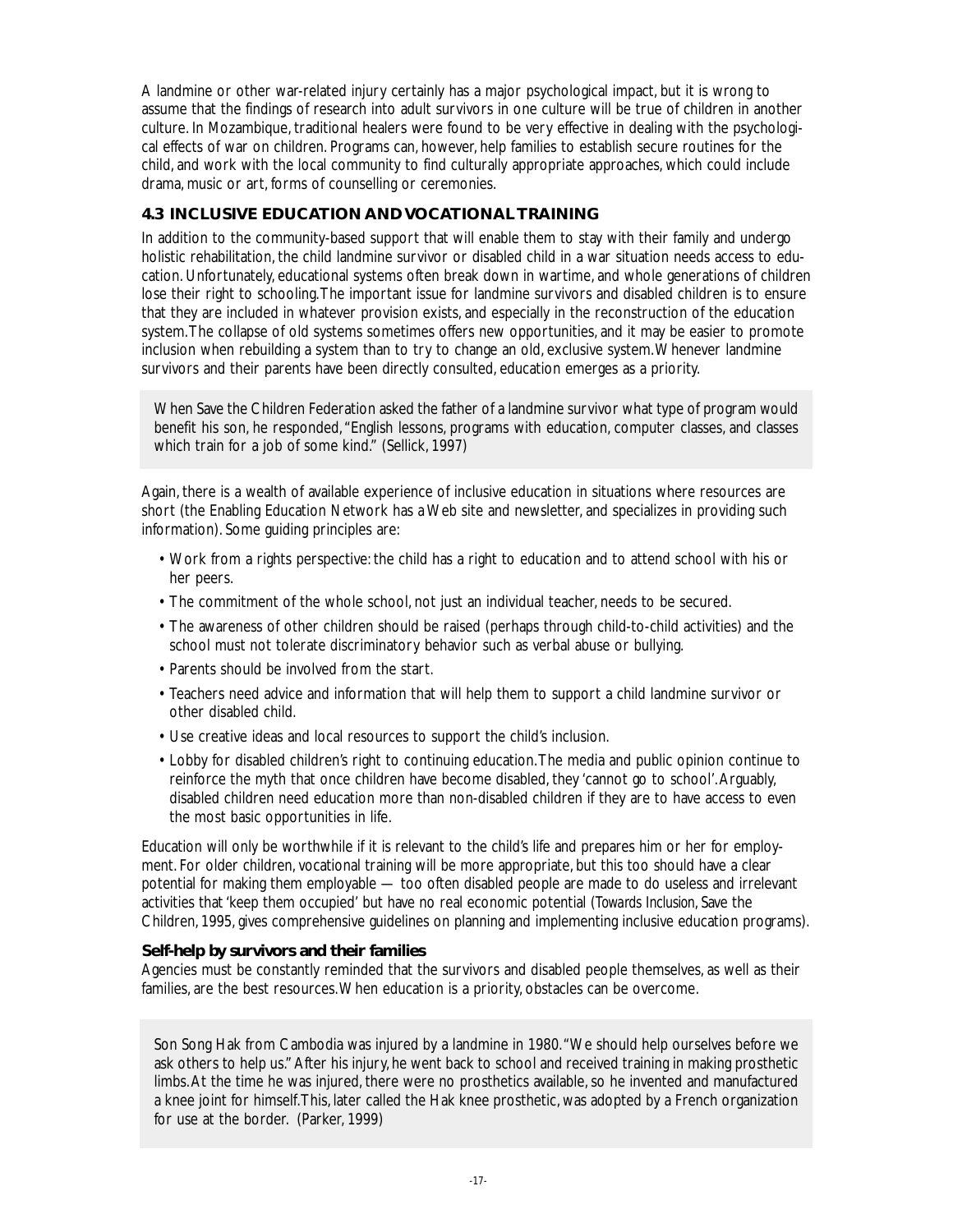A landmine or other war-related injury certainly has a major psychological impact, but it is wrong to assume that the findings of research into adult survivors in one culture will be true of children in another culture. In Mozambique, traditional healers were found to be very effective in dealing with the psychological effects of war on children. Programs can, however, help families to establish secure routines for the child, and work with the local community to find culturally appropriate approaches, which could include drama, music or art, forms of counselling or ceremonies.

## 4.3 INCLUSIVE EDUCATION AND VOCATIONAL TRAINING

In addition to the community-based support that will enable them to stay with their family and undergo holistic rehabilitation, the child landmine survivor or disabled child in a war situation needs access to education. Unfortunately, educational systems often break down in wartime, and whole generations of children lose their right to schooling. The important issue for landmine survivors and disabled children is to ensure that they are included in whatever provision exists, and especially in the reconstruction of the education system. The collapse of old systems sometimes offers new opportunities, and it may be easier to promote inclusion when rebuilding a system than to try to change an old, exclusive system. Whenever landmine survivors and their parents have been directly consulted, education emerges as a priority.

> When Save the Children Federation asked the father of a landmine survivor what type of program would benefit his son, he responded, "English lessons, programs with education, computer classes, and classes which train for a job of some kind." (Sellick, 1997)

Again, there is a wealth of available experience of inclusive education in situations where resources are short (the Enabling Education Network has a Web site and newsletter, and specializes in providing such information). Some guiding principles are:

- Work from a rights perspective: the child has a right to education and to attend school with his or her peers.
- The commitment of the whole school, not just an individual teacher, needs to be secured.
- The awareness of other children should be raised (perhaps through child-to-child activities) and the school must not tolerate discriminatory behavior such as verbal abuse or bullying.
- Parents should be involved from the start.
- Teachers need advice and information that will help them to support a child landmine survivor or other disabled child.
- Use creative ideas and local resources to support the child's inclusion.
- Lobby for disabled children's right to continuing education. The media and public opinion continue to reinforce the myth that once children have become disabled, they 'cannot go to school'. Arguably, disabled children need education more than non-disabled children if they are to have access to even the most basic opportunities in life.

Education will only be worthwhile if it is relevant to the child's life and prepares him or her for employment. For older children, vocational training will be more appropriate, but this too should have a clear potential for making them employable — too often disabled people are made to do useless and irrelevant activities that 'keep them occupied' but have no real economic potential (*Towards Inclusion*, Save the Children, 1995, gives comprehensive guidelines on planning and implementing inclusive education programs).

### Self-help by survivors and their families

Agencies must be constantly reminded that the survivors and disabled people themselves, as well as their families, are the best resources. When education is a priority, obstacles can be overcome.

> Son Song Hak from Cambodia was injured by a landmine in 1980. "We should help ourselves before we ask others to help us." After his injury, he went back to school and received training in making prosthetic limbs. At the time he was injured, there were no prosthetics available, so he invented and manufactured a knee joint for himself. This, later called the Hak knee prosthetic, was adopted by a French organization for use at the border. (Parker, 1999)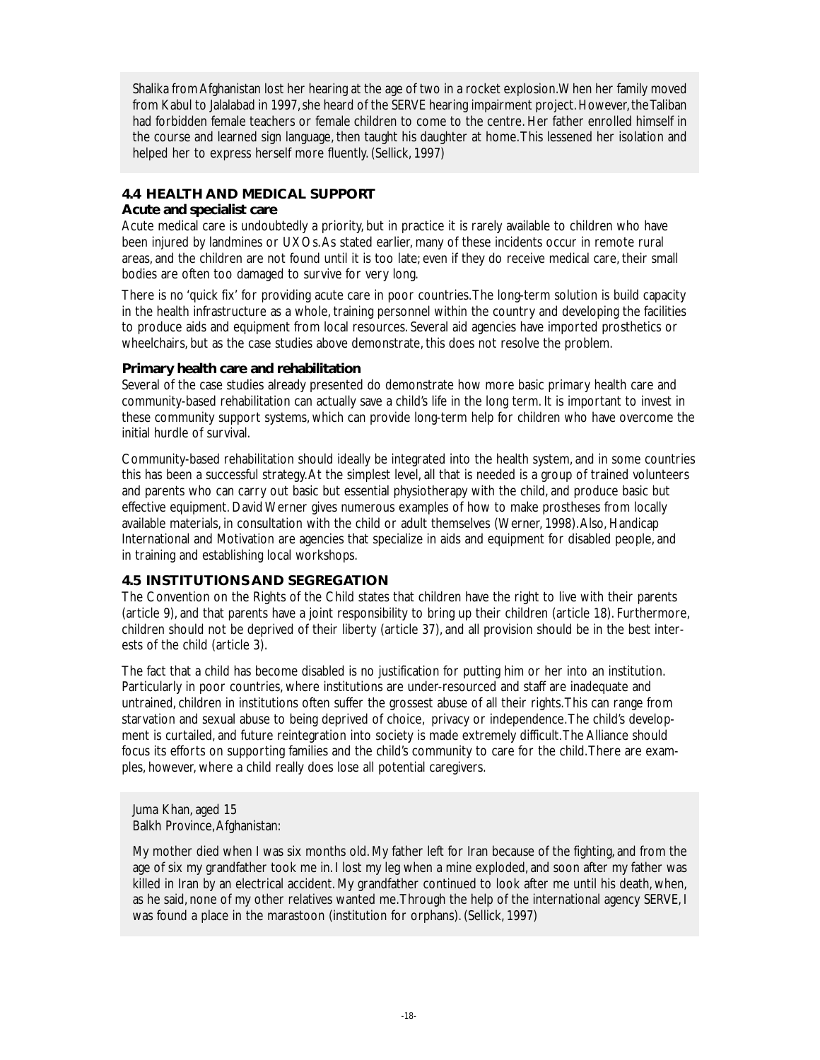Shalika from Afghanistan lost her hearing at the age of two in a rocket explosion. When her family moved from Kabul to Jalalabad in 1997, she heard of the SERVE hearing impairment project. However, the Taliban had forbidden female teachers or female children to come to the centre. Her father enrolled himself in the course and learned sign language, then taught his daughter at home. This lessened her isolation and helped her to express herself more fluently. (Sellick, 1997)

## 4.4 HEALTH AND MEDICAL SUPPORT

### Acute and specialist care

Acute medical care is undoubtedly a priority, but in practice it is rarely available to children who have been injured by landmines or UXOs. As stated earlier, many of these incidents occur in remote rural areas, and the children are not found until it is too late; even if they do receive medical care, their small bodies are often too damaged to survive for very long.

There is no 'quick fix' for providing acute care in poor countries. The long-term solution is build capacity in the health infrastructure as a whole, training personnel within the country and developing the facilities to produce aids and equipment from local resources. Several aid agencies have imported prosthetics or wheelchairs, but as the case studies above demonstrate, this does not resolve the problem.

### Primary health care and rehabilitation

Several of the case studies already presented do demonstrate how more basic primary health care and community-based rehabilitation can actually save a child's life in the long term. It is important to invest in these community support systems, which can provide long-term help for children who have overcome the initial hurdle of survival.

Community-based rehabilitation should ideally be integrated into the health system, and in some countries this has been a successful strategy. At the simplest level, all that is needed is a group of trained volunteers and parents who can carry out basic but essential physiotherapy with the child, and produce basic but effective equipment. David Werner gives numerous examples of how to make prostheses from locally available materials, in consultation with the child or adult themselves (Werner, 1998). Also, Handicap International and Motivation are agencies that specialize in aids and equipment for disabled people, and in training and establishing local workshops.

## 4.5 INSTITUTIONS AND SEGREGATION

The Convention on the Rights of the Child states that children have the right to live with their parents (article 9), and that parents have a joint responsibility to bring up their children (article 18). Furthermore, children should not be deprived of their liberty (article 37), and all provision should be in the best interests of the child (article 3).

The fact that a child has become disabled is no justification for putting him or her into an institution. Particularly in poor countries, where institutions are under-resourced and staff are inadequate and untrained, children in institutions often suffer the grossest abuse of all their rights. This can range from starvation and sexual abuse to being deprived of choice, privacy or independence. The child's development is curtailed, and future reintegration into society is made extremely difficult. The Alliance should focus its efforts on supporting families and the child's community to care for the child. There are examples, however, where a child really does lose all potential caregivers.

Juma Khan, aged 15
Balkh Province, Afghanistan:

My mother died when I was six months old. My father left for Iran because of the fighting, and from the age of six my grandfather took me in. I lost my leg when a mine exploded, and soon after my father was killed in Iran by an electrical accident. My grandfather continued to look after me until his death, when, as he said, none of my other relatives wanted me. Through the help of the international agency SERVE, I was found a place in the marastoon (institution for orphans). (Sellick, 1997)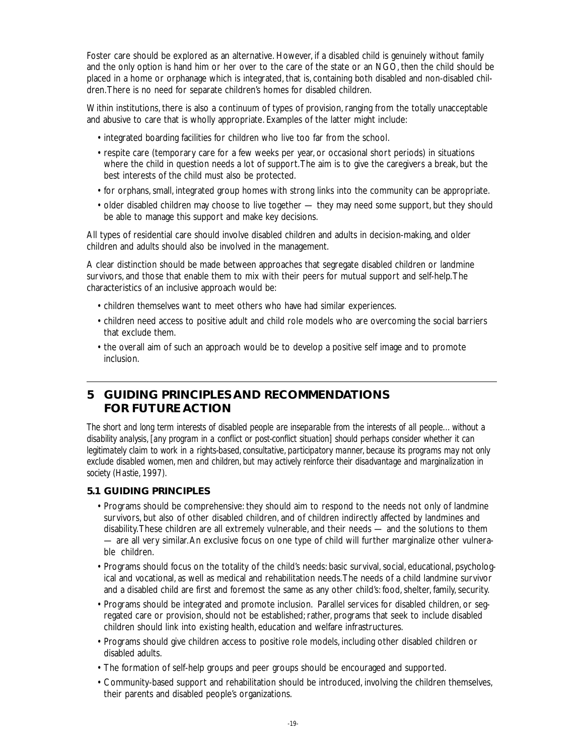Foster care should be explored as an alternative. However, if a disabled child is genuinely without family and the only option is hand him or her over to the care of the state or an NGO, then the child should be placed in a home or orphanage which is integrated, that is, containing both disabled and non-disabled children. There is no need for separate children's homes for disabled children.

Within institutions, there is also a continuum of types of provision, ranging from the totally unacceptable and abusive to care that is wholly appropriate. Examples of the latter might include:

- integrated boarding facilities for children who live too far from the school.
- respite care (temporary care for a few weeks per year, or occasional short periods) in situations where the child in question needs a lot of support. The aim is to give the caregivers a break, but the best interests of the child must also be protected.
- for orphans, small, integrated group homes with strong links into the community can be appropriate.
- older disabled children may choose to live together — they may need some support, but they should be able to manage this support and make key decisions.

All types of residential care should involve disabled children and adults in decision-making, and older children and adults should also be involved in the management.

A clear distinction should be made between approaches that segregate disabled children or landmine survivors, and those that enable them to mix with their peers for mutual support and self-help. The characteristics of an inclusive approach would be:

- children themselves want to meet others who have had similar experiences.
- children need access to positive adult and child role models who are overcoming the social barriers that exclude them.
- the overall aim of such an approach would be to develop a positive self image and to promote inclusion.

## 5 GUIDING PRINCIPLES AND RECOMMENDATIONS FOR FUTURE ACTION

*The short and long term interests of disabled people are inseparable from the interests of all people... without a disability analysis, [any program in a conflict or post-conflict situation] should perhaps consider whether it can legitimately claim to work in a rights-based, consultative, participatory manner, because its programs may not only exclude disabled women, men and children, but may actively reinforce their disadvantage and marginalization in society (Hastie, 1997).*

### 5.1 GUIDING PRINCIPLES

- Programs should be comprehensive: they should aim to respond to the needs not only of landmine survivors, but also of other disabled children, and of children indirectly affected by landmines and disability. These children are all extremely vulnerable, and their needs — and the solutions to them — are all very similar. An exclusive focus on one type of child will further marginalize other vulnerable children.
- Programs should focus on the totality of the child's needs: basic survival, social, educational, psychological and vocational, as well as medical and rehabilitation needs. The needs of a child landmine survivor and a disabled child are first and foremost the same as any other child's: food, shelter, family, security.
- Programs should be integrated and promote inclusion. Parallel services for disabled children, or segregated care or provision, should not be established; rather, programs that seek to include disabled children should link into existing health, education and welfare infrastructures.
- Programs should give children access to positive role models, including other disabled children or disabled adults.
- The formation of self-help groups and peer groups should be encouraged and supported.
- Community-based support and rehabilitation should be introduced, involving the children themselves, their parents and disabled people's organizations.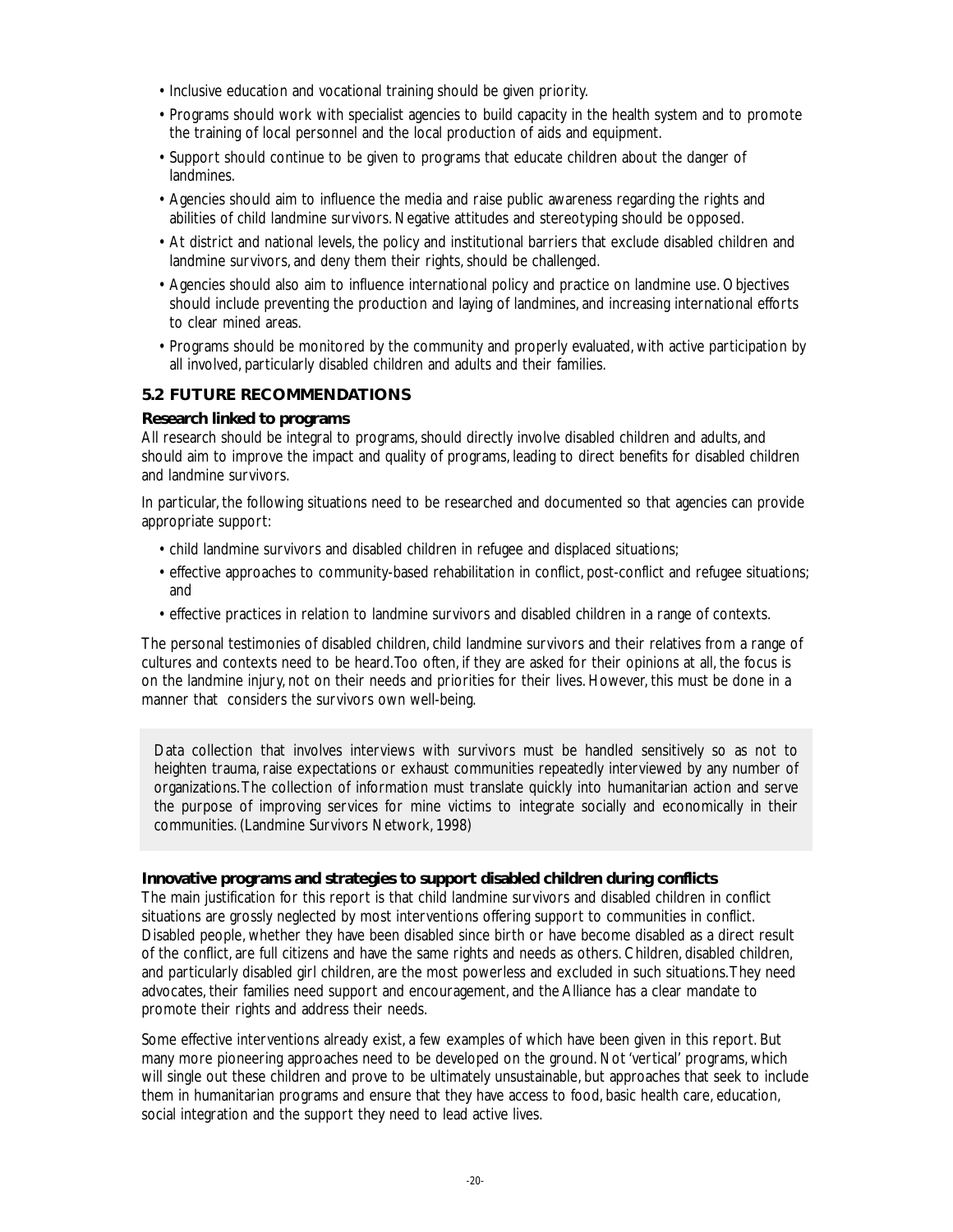- Inclusive education and vocational training should be given priority.
- Programs should work with specialist agencies to build capacity in the health system and to promote the training of local personnel and the local production of aids and equipment.
- Support should continue to be given to programs that educate children about the danger of landmines.
- Agencies should aim to influence the media and raise public awareness regarding the rights and abilities of child landmine survivors. Negative attitudes and stereotyping should be opposed.
- At district and national levels, the policy and institutional barriers that exclude disabled children and landmine survivors, and deny them their rights, should be challenged.
- Agencies should also aim to influence international policy and practice on landmine use. Objectives should include preventing the production and laying of landmines, and increasing international efforts to clear mined areas.
- Programs should be monitored by the community and properly evaluated, with active participation by all involved, particularly disabled children and adults and their families.

## 5.2 FUTURE RECOMMENDATIONS

### Research linked to programs

All research should be integral to programs, should directly involve disabled children and adults, and should aim to improve the impact and quality of programs, leading to direct benefits for disabled children and landmine survivors.

In particular, the following situations need to be researched and documented so that agencies can provide appropriate support:

- child landmine survivors and disabled children in refugee and displaced situations;
- effective approaches to community-based rehabilitation in conflict, post-conflict and refugee situations; and
- effective practices in relation to landmine survivors and disabled children in a range of contexts.

The personal testimonies of disabled children, child landmine survivors and their relatives from a range of cultures and contexts need to be heard. Too often, if they are asked for their opinions at all, the focus is on the landmine injury, not on their needs and priorities for their lives. However, this must be done in a manner that considers the survivors own well-being.

> Data collection that involves interviews with survivors must be handled sensitively so as not to heighten trauma, raise expectations or exhaust communities repeatedly interviewed by any number of organizations. The collection of information must translate quickly into humanitarian action and serve the purpose of improving services for mine victims to integrate socially and economically in their communities. (Landmine Survivors Network, 1998)

### Innovative programs and strategies to support disabled children during conflicts

The main justification for this report is that child landmine survivors and disabled children in conflict situations are grossly neglected by most interventions offering support to communities in conflict. Disabled people, whether they have been disabled since birth or have become disabled as a direct result of the conflict, are full citizens and have the same rights and needs as others. Children, disabled children, and particularly disabled girl children, are the most powerless and excluded in such situations. They need advocates, their families need support and encouragement, and the Alliance has a clear mandate to promote their rights and address their needs.

Some effective interventions already exist, a few examples of which have been given in this report. But many more pioneering approaches need to be developed on the ground. Not 'vertical' programs, which will single out these children and prove to be ultimately unsustainable, but approaches that seek to include them in humanitarian programs and ensure that they have access to food, basic health care, education, social integration and the support they need to lead active lives.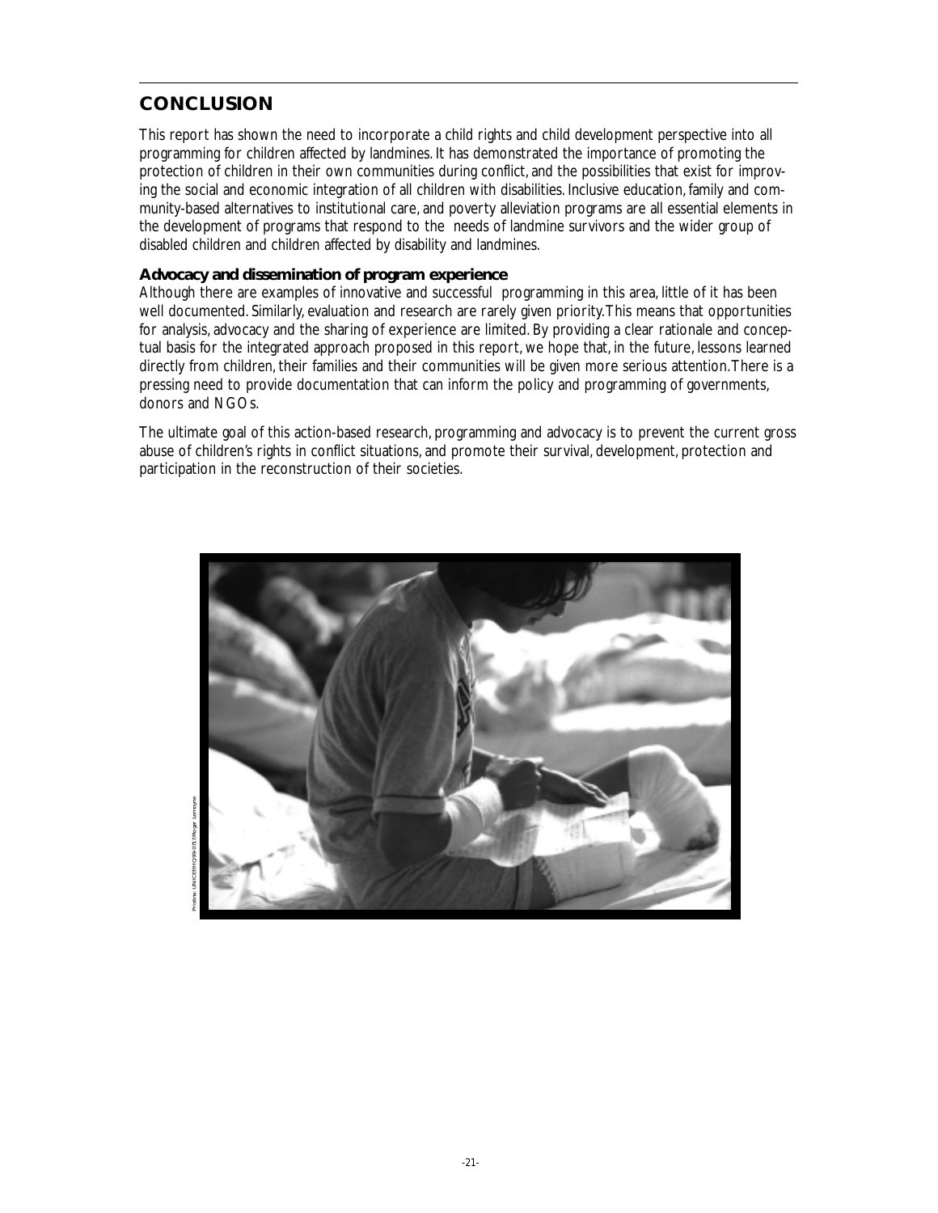## CONCLUSION

This report has shown the need to incorporate a child rights and child development perspective into all programming for children affected by landmines. It has demonstrated the importance of promoting the protection of children in their own communities during conflict, and the possibilities that exist for improving the social and economic integration of all children with disabilities. Inclusive education, family and community-based alternatives to institutional care, and poverty alleviation programs are all essential elements in the development of programs that respond to the needs of landmine survivors and the wider group of disabled children and children affected by disability and landmines.

### Advocacy and dissemination of program experience

Although there are examples of innovative and successful programming in this area, little of it has been well documented. Similarly, evaluation and research are rarely given priority. This means that opportunities for analysis, advocacy and the sharing of experience are limited. By providing a clear rationale and conceptual basis for the integrated approach proposed in this report, we hope that, in the future, lessons learned directly from children, their families and their communities will be given more serious attention. There is a pressing need to provide documentation that can inform the policy and programming of governments, donors and NGOs.

The ultimate goal of this action-based research, programming and advocacy is to prevent the current gross abuse of children's rights in conflict situations, and promote their survival, development, protection and participation in the reconstruction of their societies.

Pristina: UNICEF/HQ99-0717/Roger Lemoyne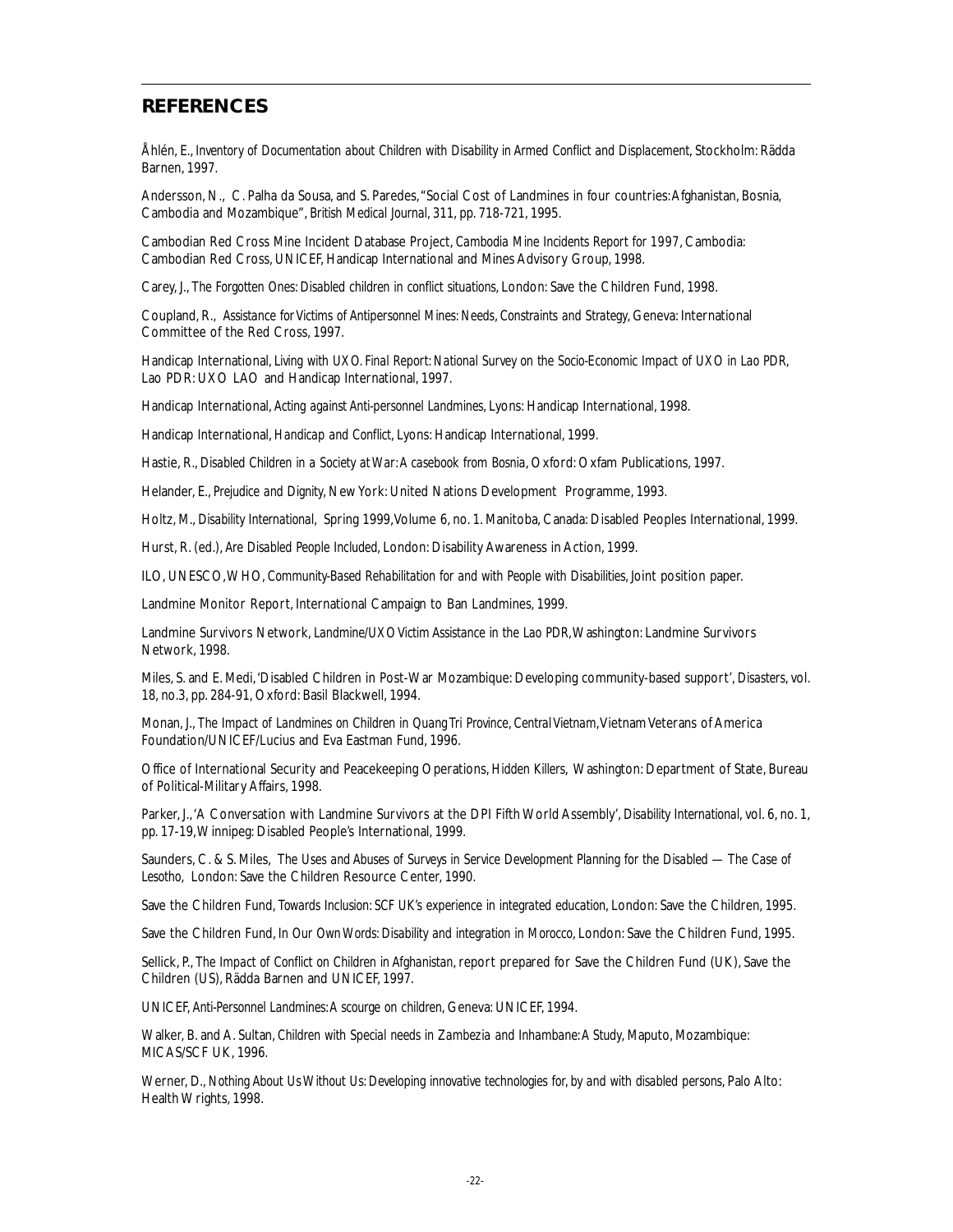## REFERENCES

Åhlén, E., *Inventory of Documentation about Children with Disability in Armed Conflict and Displacement*, Stockholm: Rädda Barnen, 1997.

Andersson, N., C. Palha da Sousa, and S. Paredes, "Social Cost of Landmines in four countries: Afghanistan, Bosnia, Cambodia and Mozambique", *British Medical Journal*, 311, pp. 718-721, 1995.

Cambodian Red Cross Mine Incident Database Project, *Cambodia Mine Incidents Report for 1997*, Cambodia: Cambodian Red Cross, UNICEF, Handicap International and Mines Advisory Group, 1998.

Carey, J., *The Forgotten Ones: Disabled children in conflict situations*, London: Save the Children Fund, 1998.

Coupland, R., *Assistance for Victims of Antipersonnel Mines: Needs, Constraints and Strategy*, Geneva: International Committee of the Red Cross, 1997.

Handicap International, *Living with UXO. Final Report: National Survey on the Socio-Economic Impact of UXO in Lao PDR*, Lao PDR: UXO LAO and Handicap International, 1997.

Handicap International, *Acting against Anti-personnel Landmines*, Lyons: Handicap International, 1998.

Handicap International, *Handicap and Conflict*, Lyons: Handicap International, 1999.

Hastie, R., *Disabled Children in a Society at War: A casebook from Bosnia*, Oxford: Oxfam Publications, 1997.

Helander, E., *Prejudice and Dignity*, New York: United Nations Development Programme, 1993.

Holtz, M., *Disability International*, Spring 1999, Volume 6, no. 1. Manitoba, Canada: Disabled Peoples International, 1999.

Hurst, R. (ed.), *Are Disabled People Included*, London: Disability Awareness in Action, 1999.

ILO, UNESCO, WHO, *Community-Based Rehabilitation for and with People with Disabilities*, Joint position paper.

Landmine Monitor Report, International Campaign to Ban Landmines, 1999.

Landmine Survivors Network, *Landmine/UXO Victim Assistance in the Lao PDR*, Washington: Landmine Survivors Network, 1998.

Miles, S. and E. Medi, 'Disabled Children in Post-War Mozambique: Developing community-based support', *Disasters*, vol. 18, no.3, pp. 284-91, Oxford: Basil Blackwell, 1994.

Monan, J., *The Impact of Landmines on Children in Quang Tri Province, Central Vietnam*, Vietnam Veterans of America Foundation/UNICEF/Lucius and Eva Eastman Fund, 1996.

Office of International Security and Peacekeeping Operations, *Hidden Killers*, Washington: Department of State, Bureau of Political-Military Affairs, 1998.

Parker, J., 'A Conversation with Landmine Survivors at the DPI Fifth World Assembly', *Disability International*, vol. 6, no. 1, pp. 17-19, Winnipeg: Disabled People's International, 1999.

Saunders, C. & S. Miles, *The Uses and Abuses of Surveys in Service Development Planning for the Disabled — The Case of Lesotho*, London: Save the Children Resource Center, 1990.

Save the Children Fund, *Towards Inclusion: SCF UK's experience in integrated education*, London: Save the Children, 1995.

Save the Children Fund, *In Our Own Words: Disability and integration in Morocco*, London: Save the Children Fund, 1995.

Sellick, P., *The Impact of Conflict on Children in Afghanistan*, report prepared for Save the Children Fund (UK), Save the Children (US), Rädda Barnen and UNICEF, 1997.

UNICEF, *Anti-Personnel Landmines: A scourge on children*, Geneva: UNICEF, 1994.

Walker, B. and A. Sultan, *Children with Special needs in Zambezia and Inhambane: A Study*, Maputo, Mozambique: MICAS/SCF UK, 1996.

Werner, D., *Nothing About Us Without Us: Developing innovative technologies for, by and with disabled persons*, Palo Alto: Health Wrights, 1998.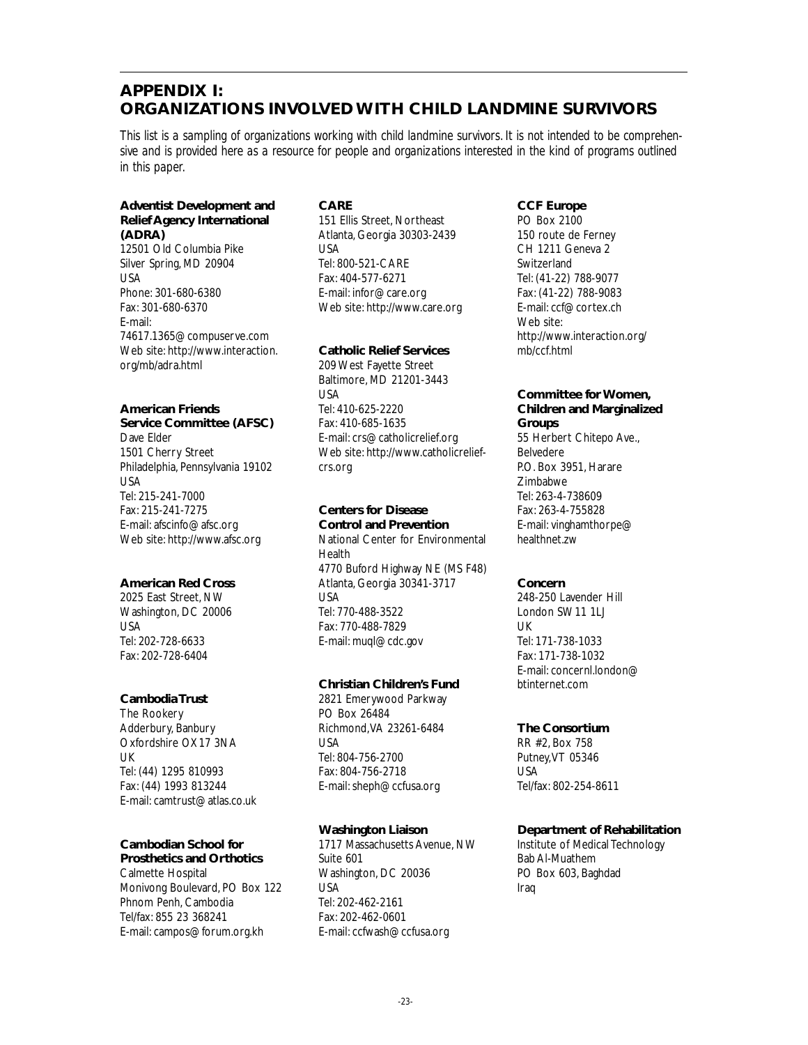# APPENDIX I: ORGANIZATIONS INVOLVED WITH CHILD LANDMINE SURVIVORS

*This list is a sampling of organizations working with child landmine survivors. It is not intended to be comprehensive and is provided here as a resource for people and organizations interested in the kind of programs outlined in this paper.*

**Adventist Development and Relief Agency International (ADRA)**
12501 Old Columbia Pike
Silver Spring, MD 20904
USA
Phone: 301-680-6380
Fax: 301-680-6370
E-mail:
74617.1365@compuserve.com
Web site: http://www.interaction.org/mb/adra.html

**American Friends Service Committee (AFSC)**
Dave Elder
1501 Cherry Street
Philadelphia, Pennsylvania 19102
USA
Tel: 215-241-7000
Fax: 215-241-7275
E-mail: afscinfo@afsc.org
Web site: http://www.afsc.org

**American Red Cross**
2025 East Street, NW
Washington, DC 20006
USA
Tel: 202-728-6633
Fax: 202-728-6404

**Cambodia Trust**
The Rookery
Adderbury, Banbury
Oxfordshire OX17 3NA
UK
Tel: (44) 1295 810993
Fax: (44) 1993 813244
E-mail: camtrust@atlas.co.uk

**Cambodian School for Prosthetics and Orthotics**
Calmette Hospital
Monivong Boulevard, PO Box 122
Phnom Penh, Cambodia
Tel/fax: 855 23 368241
E-mail: campos@forum.org.kh

**CARE**
151 Ellis Street, Northeast
Atlanta, Georgia 30303-2439
USA
Tel: 800-521-CARE
Fax: 404-577-6271
E-mail: infor@care.org
Web site: http://www.care.org

**Catholic Relief Services**
209 West Fayette Street
Baltimore, MD 21201-3443
USA
Tel: 410-625-2220
Fax: 410-685-1635
E-mail: crs@catholicrelief.org
Web site: http://www.catholicrelief-crs.org

**Centers for Disease Control and Prevention**
National Center for Environmental Health
4770 Buford Highway NE (MS F48)
Atlanta, Georgia 30341-3717
USA
Tel: 770-488-3522
Fax: 770-488-7829
E-mail: muql@cdc.gov

**Christian Children's Fund**
2821 Emerywood Parkway
PO Box 26484
Richmond, VA 23261-6484
USA
Tel: 804-756-2700
Fax: 804-756-2718
E-mail: sheph@ccfusa.org

**Washington Liaison**
1717 Massachusetts Avenue, NW
Suite 601
Washington, DC 20036
USA
Tel: 202-462-2161
Fax: 202-462-0601
E-mail: ccfwash@ccfusa.org

**CCF Europe**
PO Box 2100
150 route de Ferney
CH 1211 Geneva 2
Switzerland
Tel: (41-22) 788-9077
Fax: (41-22) 788-9083
E-mail: ccf@cortex.ch
Web site:
http://www.interaction.org/mb/ccf.html

**Committee for Women, Children and Marginalized Groups**
55 Herbert Chitepo Ave., Belvedere
P.O. Box 3951, Harare
Zimbabwe
Tel: 263-4-738609
Fax: 263-4-755828
E-mail: vinghamthorpe@healthnet.zw

**Concern**
248-250 Lavender Hill
London SW11 1LJ
UK
Tel: 171-738-1033
Fax: 171-738-1032
E-mail: concernl.london@btinternet.com

**The Consortium**
RR #2, Box 758
Putney, VT 05346
USA
Tel/fax: 802-254-8611

**Department of Rehabilitation**
Institute of Medical Technology
Bab Al-Muathem
PO Box 603, Baghdad
Iraq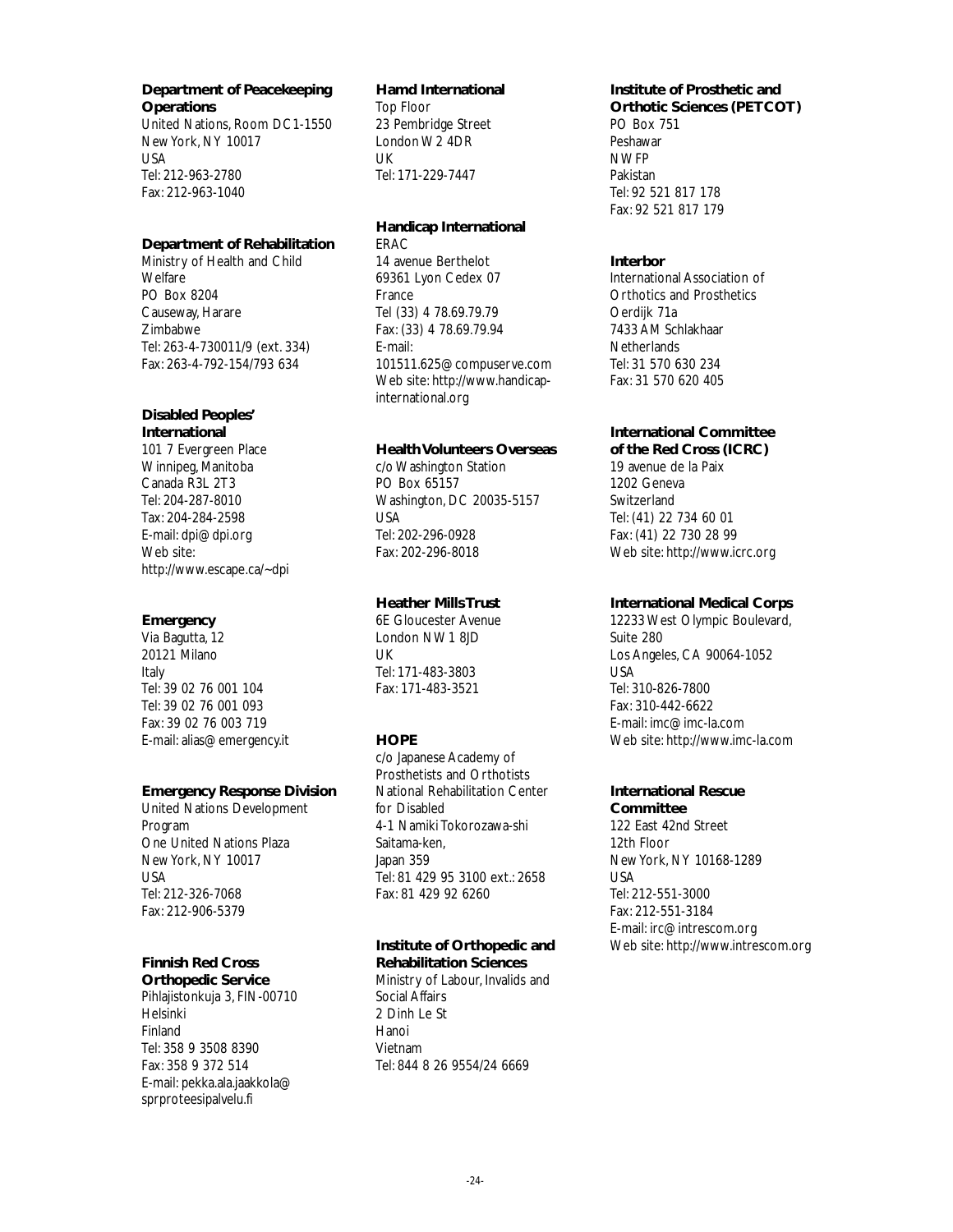**Department of Peacekeeping Operations**
United Nations, Room DC1-1550
New York, NY 10017
USA
Tel: 212-963-2780
Fax: 212-963-1040

**Department of Rehabilitation**
Ministry of Health and Child Welfare
PO Box 8204
Causeway, Harare
Zimbabwe
Tel: 263-4-730011/9 (ext. 334)
Fax: 263-4-792-154/793 634

**Disabled Peoples' International**
101 7 Evergreen Place
Winnipeg, Manitoba
Canada R3L 2T3
Tel: 204-287-8010
Tax: 204-284-2598
E-mail: dpi@dpi.org
Web site: http://www.escape.ca/~dpi

**Emergency**
Via Bagutta, 12
20121 Milano
Italy
Tel: 39 02 76 001 104
Tel: 39 02 76 001 093
Fax: 39 02 76 003 719
E-mail: alias@emergency.it

**Emergency Response Division**
United Nations Development Program
One United Nations Plaza
New York, NY 10017
USA
Tel: 212-326-7068
Fax: 212-906-5379

**Finnish Red Cross Orthopedic Service**
Pihlajistonkuja 3, FIN-00710
Helsinki
Finland
Tel: 358 9 3508 8390
Fax: 358 9 372 514
E-mail: pekka.ala.jaakkola@sprproteesipalvelu.fi

**Hamd International**
Top Floor
23 Pembridge Street
London W2 4DR
UK
Tel: 171-229-7447

**Handicap International**
ERAC
14 avenue Berthelot
69361 Lyon Cedex 07
France
Tel (33) 4 78.69.79.79
Fax: (33) 4 78.69.79.94
E-mail: 101511.625@compuserve.com
Web site: http://www.handicap-international.org

**Health Volunteers Overseas**
c/o Washington Station
PO Box 65157
Washington, DC 20035-5157
USA
Tel: 202-296-0928
Fax: 202-296-8018

**Heather Mills Trust**
6E Gloucester Avenue
London NW1 8JD
UK
Tel: 171-483-3803
Fax: 171-483-3521

**HOPE**
c/o Japanese Academy of Prosthetists and Orthotists
National Rehabilitation Center for Disabled
4-1 Namiki Tokorozawa-shi
Saitama-ken,
Japan 359
Tel: 81 429 95 3100 ext.: 2658
Fax: 81 429 92 6260

**Institute of Orthopedic and Rehabilitation Sciences**
Ministry of Labour, Invalids and Social Affairs
2 Dinh Le St
Hanoi
Vietnam
Tel: 844 8 26 9554/24 6669

**Institute of Prosthetic and Orthotic Sciences (PETCOT)**
PO Box 751
Peshawar
NWFP
Pakistan
Tel: 92 521 817 178
Fax: 92 521 817 179

**Interbor**
International Association of Orthotics and Prosthetics
Oerdijk 71a
7433 AM Schlakhaar
Netherlands
Tel: 31 570 630 234
Fax: 31 570 620 405

**International Committee of the Red Cross (ICRC)**
19 avenue de la Paix
1202 Geneva
Switzerland
Tel: (41) 22 734 60 01
Fax: (41) 22 730 28 99
Web site: http://www.icrc.org

**International Medical Corps**
12233 West Olympic Boulevard, Suite 280
Los Angeles, CA 90064-1052
USA
Tel: 310-826-7800
Fax: 310-442-6622
E-mail: imc@imc-la.com
Web site: http://www.imc-la.com

**International Rescue Committee**
122 East 42nd Street
12th Floor
New York, NY 10168-1289
USA
Tel: 212-551-3000
Fax: 212-551-3184
E-mail: irc@intrescom.org
Web site: http://www.intrescom.org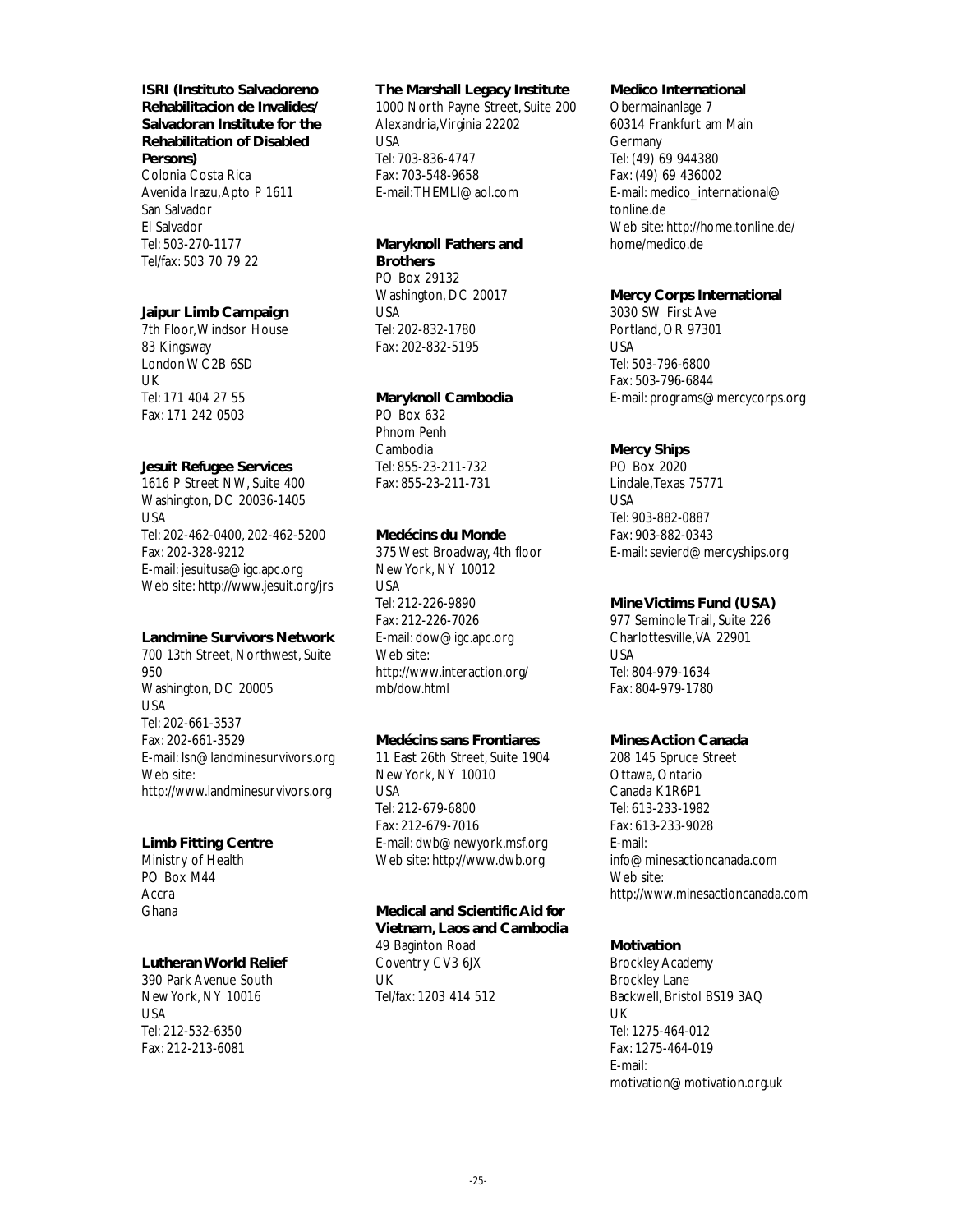**ISRI (Instituto Salvadoreno Rehabilitacion de Invalides/ Salvadoran Institute for the Rehabilitation of Disabled Persons)**
Colonia Costa Rica
Avenida Irazu, Apto P 1611
San Salvador
El Salvador
Tel: 503-270-1177
Tel/fax: 503 70 79 22

**Jaipur Limb Campaign**
7th Floor, Windsor House
83 Kingsway
London WC2B 6SD
UK
Tel: 171 404 27 55
Fax: 171 242 0503

**Jesuit Refugee Services**
1616 P Street NW, Suite 400
Washington, DC 20036-1405
USA
Tel: 202-462-0400, 202-462-5200
Fax: 202-328-9212
E-mail: jesuitusa@igc.apc.org
Web site: http://www.jesuit.org/jrs

**Landmine Survivors Network**
700 13th Street, Northwest, Suite 950
Washington, DC 20005
USA
Tel: 202-661-3537
Fax: 202-661-3529
E-mail: lsn@landminesurvivors.org
Web site:
http://www.landminesurvivors.org

**Limb Fitting Centre**
Ministry of Health
PO Box M44
Accra
Ghana

**Lutheran World Relief**
390 Park Avenue South
New York, NY 10016
USA
Tel: 212-532-6350
Fax: 212-213-6081

**The Marshall Legacy Institute**
1000 North Payne Street, Suite 200
Alexandria, Virginia 22202
USA
Tel: 703-836-4747
Fax: 703-548-9658
E-mail: THEMLI@aol.com

**Maryknoll Fathers and Brothers**
PO Box 29132
Washington, DC 20017
USA
Tel: 202-832-1780
Fax: 202-832-5195

**Maryknoll Cambodia**
PO Box 632
Phnom Penh
Cambodia
Tel: 855-23-211-732
Fax: 855-23-211-731

**Medécins du Monde**
375 West Broadway, 4th floor
New York, NY 10012
USA
Tel: 212-226-9890
Fax: 212-226-7026
E-mail: dow@igc.apc.org
Web site:
http://www.interaction.org/mb/dow.html

**Medécins sans Frontiares**
11 East 26th Street, Suite 1904
New York, NY 10010
USA
Tel: 212-679-6800
Fax: 212-679-7016
E-mail: dwb@newyork.msf.org
Web site: http://www.dwb.org

**Medical and Scientific Aid for Vietnam, Laos and Cambodia**
49 Baginton Road
Coventry CV3 6JX
UK
Tel/fax: 1203 414 512

**Medico International**
Obermainanlage 7
60314 Frankfurt am Main
Germany
Tel: (49) 69 944380
Fax: (49) 69 436002
E-mail: medico_international@tonline.de
Web site: http://home.tonline.de/home/medico.de

**Mercy Corps International**
3030 SW First Ave
Portland, OR 97301
USA
Tel: 503-796-6800
Fax: 503-796-6844
E-mail: programs@mercycorps.org

**Mercy Ships**
PO Box 2020
Lindale, Texas 75771
USA
Tel: 903-882-0887
Fax: 903-882-0343
E-mail: sevierd@mercyships.org

**Mine Victims Fund (USA)**
977 Seminole Trail, Suite 226
Charlottesville, VA 22901
USA
Tel: 804-979-1634
Fax: 804-979-1780

**Mines Action Canada**
208 145 Spruce Street
Ottawa, Ontario
Canada K1R6P1
Tel: 613-233-1982
Fax: 613-233-9028
E-mail:
info@minesactioncanada.com
Web site:
http://www.minesactioncanada.com

**Motivation**
Brockley Academy
Brockley Lane
Backwell, Bristol BS19 3AQ
UK
Tel: 1275-464-012
Fax: 1275-464-019
E-mail:
motivation@motivation.org.uk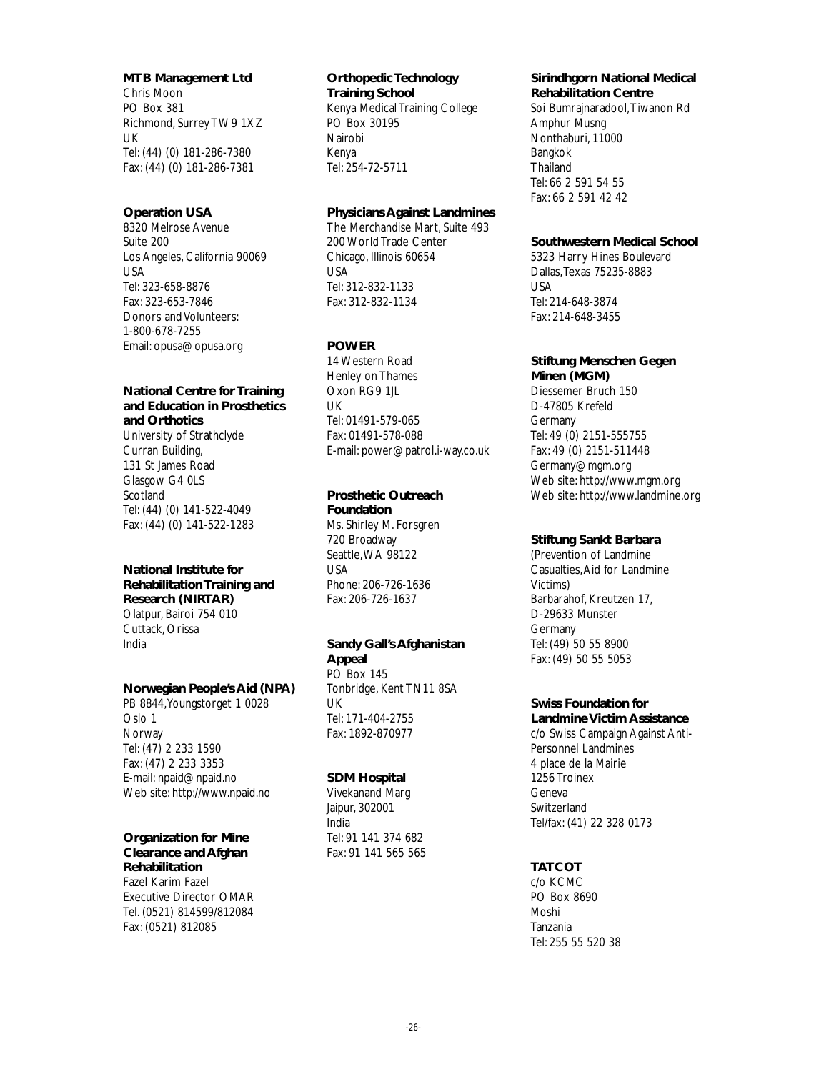**MTB Management Ltd**
Chris Moon
PO Box 381
Richmond, Surrey TW9 1XZ
UK
Tel: (44) (0) 181-286-7380
Fax: (44) (0) 181-286-7381

**Operation USA**
8320 Melrose Avenue
Suite 200
Los Angeles, California 90069
USA
Tel: 323-658-8876
Fax: 323-653-7846
Donors and Volunteers:
1-800-678-7255
Email: opusa@opusa.org

**National Centre for Training and Education in Prosthetics and Orthotics**
University of Strathclyde
Curran Building,
131 St James Road
Glasgow G4 0LS
Scotland
Tel: (44) (0) 141-522-4049
Fax: (44) (0) 141-522-1283

**National Institute for Rehabilitation Training and Research (NIRTAR)**
Olatpur, Bairoi 754 010
Cuttack, Orissa
India

**Norwegian People's Aid (NPA)**
PB 8844, Youngstorget 1 0028
Oslo 1
Norway
Tel: (47) 2 233 1590
Fax: (47) 2 233 3353
E-mail: npaid@npaid.no
Web site: http://www.npaid.no

**Organization for Mine Clearance and Afghan Rehabilitation**
Fazel Karim Fazel
Executive Director OMAR
Tel. (0521) 814599/812084
Fax: (0521) 812085

**Orthopedic Technology Training School**
Kenya Medical Training College
PO Box 30195
Nairobi
Kenya
Tel: 254-72-5711

**Physicians Against Landmines**
The Merchandise Mart, Suite 493
200 World Trade Center
Chicago, Illinois 60654
USA
Tel: 312-832-1133
Fax: 312-832-1134

**POWER**
14 Western Road
Henley on Thames
Oxon RG9 1JL
UK
Tel: 01491-579-065
Fax: 01491-578-088
E-mail: power@patrol.i-way.co.uk

**Prosthetic Outreach Foundation**
Ms. Shirley M. Forsgren
720 Broadway
Seattle, WA 98122
USA
Phone: 206-726-1636
Fax: 206-726-1637

**Sandy Gall's Afghanistan Appeal**
PO Box 145
Tonbridge, Kent TN11 8SA
UK
Tel: 171-404-2755
Fax: 1892-870977

**SDM Hospital**
Vivekanand Marg
Jaipur, 302001
India
Tel: 91 141 374 682
Fax: 91 141 565 565

**Sirindhgorn National Medical Rehabilitation Centre**
Soi Bumrajnaradool, Tiwanon Rd
Amphur Musng
Nonthaburi, 11000
Bangkok
Thailand
Tel: 66 2 591 54 55
Fax: 66 2 591 42 42

**Southwestern Medical School**
5323 Harry Hines Boulevard
Dallas, Texas 75235-8883
USA
Tel: 214-648-3874
Fax: 214-648-3455

**Stiftung Menschen Gegen Minen (MGM)**
Diessemer Bruch 150
D-47805 Krefeld
Germany
Tel: 49 (0) 2151-555755
Fax: 49 (0) 2151-511448
Germany@mgm.org
Web site: http://www.mgm.org
Web site: http://www.landmine.org

**Stiftung Sankt Barbara**
(Prevention of Landmine Casualties, Aid for Landmine Victims)
Barbarahof, Kreutzen 17,
D-29633 Munster
Germany
Tel: (49) 50 55 8900
Fax: (49) 50 55 5053

**Swiss Foundation for Landmine Victim Assistance**
c/o Swiss Campaign Against Anti-Personnel Landmines
4 place de la Mairie
1256 Troinex
Geneva
Switzerland
Tel/fax: (41) 22 328 0173

**TATCOT**
c/o KCMC
PO Box 8690
Moshi
Tanzania
Tel: 255 55 520 38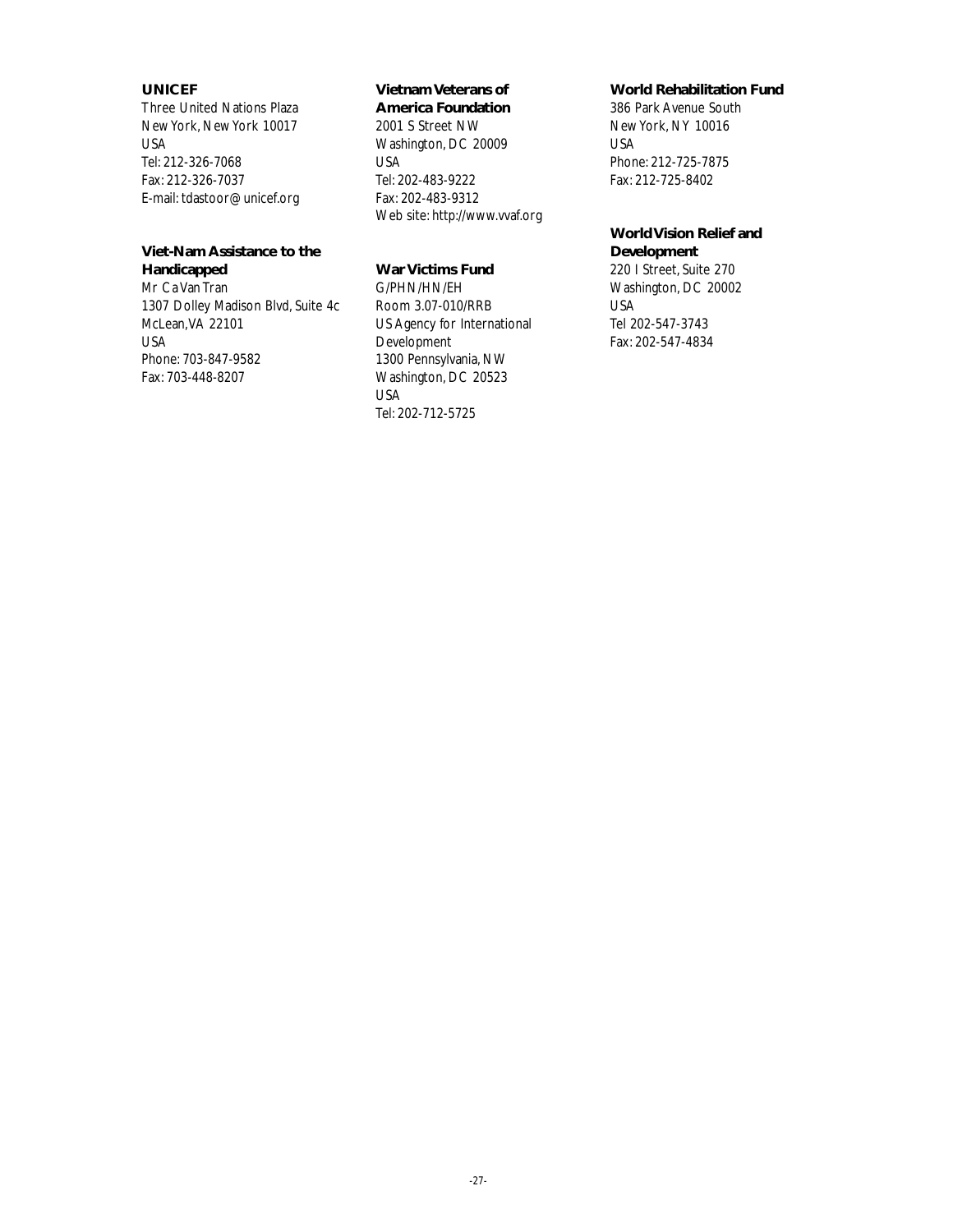**UNICEF**
Three United Nations Plaza
New York, New York 10017
USA
Tel: 212-326-7068
Fax: 212-326-7037
E-mail: tdastoor@unicef.org

**Viet-Nam Assistance to the Handicapped**
Mr Ca Van Tran
1307 Dolley Madison Blvd, Suite 4c
McLean,VA 22101
USA
Phone: 703-847-9582
Fax: 703-448-8207

**Vietnam Veterans of America Foundation**
2001 S Street NW
Washington, DC 20009
USA
Tel: 202-483-9222
Fax: 202-483-9312
Web site: http://www.vvaf.org

**War Victims Fund**
G/PHN/HN/EH
Room 3.07-010/RRB
US Agency for International Development
1300 Pennsylvania, NW
Washington, DC 20523
USA
Tel: 202-712-5725

**World Rehabilitation Fund**
386 Park Avenue South
New York, NY 10016
USA
Phone: 212-725-7875
Fax: 212-725-8402

**World Vision Relief and Development**
220 I Street, Suite 270
Washington, DC 20002
USA
Tel 202-547-3743
Fax: 202-547-4834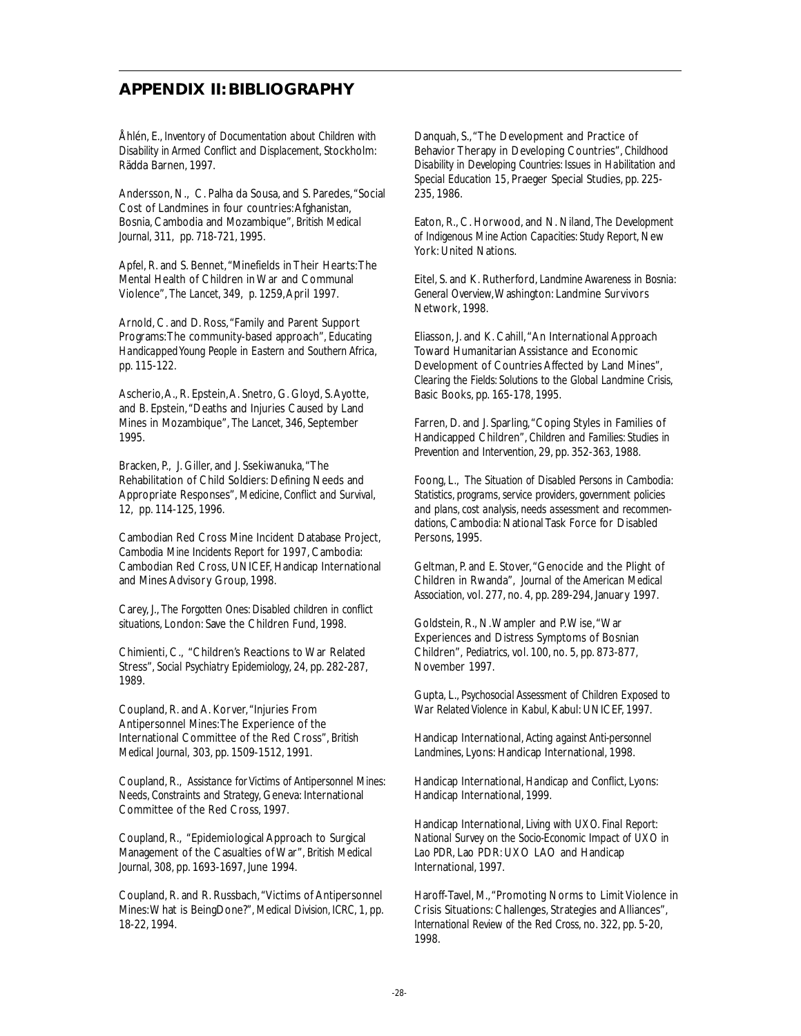## APPENDIX II: BIBLIOGRAPHY

Åhlén, E., *Inventory of Documentation about Children with Disability in Armed Conflict and Displacement*, Stockholm: Rädda Barnen, 1997.

Andersson, N., C. Palha da Sousa, and S. Paredes, "Social Cost of Landmines in four countries: Afghanistan, Bosnia, Cambodia and Mozambique", *British Medical Journal*, 311, pp. 718-721, 1995.

Apfel, R. and S. Bennet, "Minefields in Their Hearts: The Mental Health of Children in War and Communal Violence", *The Lancet*, 349, p. 1259, April 1997.

Arnold, C. and D. Ross, "Family and Parent Support Programs: The community-based approach", *Educating Handicapped Young People in Eastern and Southern Africa*, pp. 115-122.

Ascherio, A., R. Epstein, A. Snetro, G. Gloyd, S. Ayotte, and B. Epstein, "Deaths and Injuries Caused by Land Mines in Mozambique", *The Lancet*, 346, September 1995.

Bracken, P., J. Giller, and J. Ssekiwanuka, "The Rehabilitation of Child Soldiers: Defining Needs and Appropriate Responses", *Medicine, Conflict and Survival*, 12, pp. 114-125, 1996.

Cambodian Red Cross Mine Incident Database Project, *Cambodia Mine Incidents Report for 1997*, Cambodia: Cambodian Red Cross, UNICEF, Handicap International and Mines Advisory Group, 1998.

Carey, J., *The Forgotten Ones: Disabled children in conflict situations*, London: Save the Children Fund, 1998.

Chimienti, C., "Children's Reactions to War Related Stress", *Social Psychiatry Epidemiology*, 24, pp. 282-287, 1989.

Coupland, R. and A. Korver, "Injuries From Antipersonnel Mines: The Experience of the International Committee of the Red Cross", *British Medical Journal*, 303, pp. 1509-1512, 1991.

Coupland, R., *Assistance for Victims of Antipersonnel Mines: Needs, Constraints and Strategy*, Geneva: International Committee of the Red Cross, 1997.

Coupland, R., "Epidemiological Approach to Surgical Management of the Casualties of War", *British Medical Journal*, 308, pp. 1693-1697, June 1994.

Coupland, R. and R. Russbach, "Victims of Antipersonnel Mines: What is BeingDone?", *Medical Division, ICRC*, 1, pp. 18-22, 1994.

Danquah, S., "The Development and Practice of Behavior Therapy in Developing Countries", *Childhood Disability in Developing Countries: Issues in Habilitation and Special Education 15*, Praeger Special Studies, pp. 225-235, 1986.

Eaton, R., C. Horwood, and N. Niland, *The Development of Indigenous Mine Action Capacities: Study Report*, New York: United Nations.

Eitel, S. and K. Rutherford, *Landmine Awareness in Bosnia: General Overview*, Washington: Landmine Survivors Network, 1998.

Eliasson, J. and K. Cahill, "An International Approach Toward Humanitarian Assistance and Economic Development of Countries Affected by Land Mines", *Clearing the Fields: Solutions to the Global Landmine Crisis*, Basic Books, pp. 165-178, 1995.

Farren, D. and J. Sparling, "Coping Styles in Families of Handicapped Children", *Children and Families: Studies in Prevention and Intervention*, 29, pp. 352-363, 1988.

Foong, L., *The Situation of Disabled Persons in Cambodia: Statistics, programs, service providers, government policies and plans, cost analysis, needs assessment and recommendations*, Cambodia: National Task Force for Disabled Persons, 1995.

Geltman, P. and E. Stover, "Genocide and the Plight of Children in Rwanda", *Journal of the American Medical Association*, vol. 277, no. 4, pp. 289-294, January 1997.

Goldstein, R., N. Wampler and P. Wise, "War Experiences and Distress Symptoms of Bosnian Children", *Pediatrics*, vol. 100, no. 5, pp. 873-877, November 1997.

Gupta, L., *Psychosocial Assessment of Children Exposed to War Related Violence in Kabul*, Kabul: UNICEF, 1997.

Handicap International, *Acting against Anti-personnel Landmines*, Lyons: Handicap International, 1998.

Handicap International, *Handicap and Conflict*, Lyons: Handicap International, 1999.

Handicap International, *Living with UXO. Final Report: National Survey on the Socio-Economic Impact of UXO in Lao PDR*, Lao PDR: UXO LAO and Handicap International, 1997.

Haroff-Tavel, M., "Promoting Norms to Limit Violence in Crisis Situations: Challenges, Strategies and Alliances", *International Review of the Red Cross*, no. 322, pp. 5-20, 1998.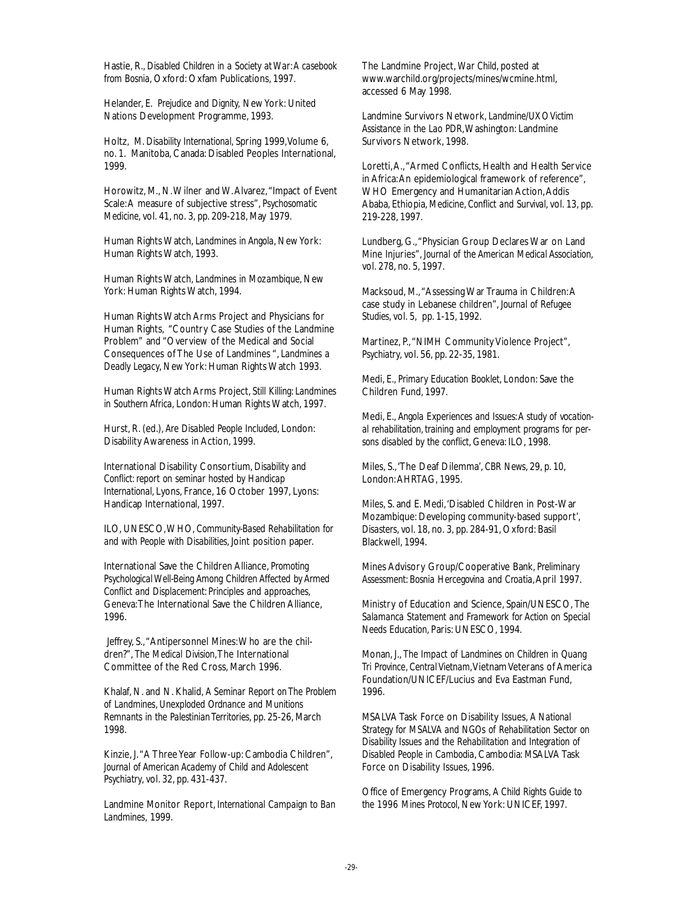Hastie, R., *Disabled Children in a Society at War: A casebook from Bosnia*, Oxford: Oxfam Publications, 1997.

Helander, E. *Prejudice and Dignity*, New York: United Nations Development Programme, 1993.

Holtz, M. *Disability International*, Spring 1999, Volume 6, no. 1. Manitoba, Canada: Disabled Peoples International, 1999.

Horowitz, M., N. Wilner and W. Alvarez, "Impact of Event Scale: A measure of subjective stress", *Psychosomatic Medicine*, vol. 41, no. 3, pp. 209-218, May 1979.

Human Rights Watch, *Landmines in Angola*, New York: Human Rights Watch, 1993.

Human Rights Watch, *Landmines in Mozambique*, New York: Human Rights Watch, 1994.

Human Rights Watch Arms Project and Physicians for Human Rights, "Country Case Studies of the Landmine Problem" and "Overview of the Medical and Social Consequences of The Use of Landmines ", *Landmines a Deadly Legacy*, New York: Human Rights Watch 1993.

Human Rights Watch Arms Project, *Still Killing: Landmines in Southern Africa*, London: Human Rights Watch, 1997.

Hurst, R. (ed.), *Are Disabled People Included*, London: Disability Awareness in Action, 1999.

International Disability Consortium, *Disability and Conflict: report on seminar hosted by Handicap International*, Lyons, France, 16 October 1997, Lyons: Handicap International, 1997.

ILO, UNESCO, WHO, *Community-Based Rehabilitation for and with People with Disabilities*, Joint position paper.

International Save the Children Alliance, *Promoting Psychological Well-Being Among Children Affected by Armed Conflict and Displacement: Principles and approaches*, Geneva: The International Save the Children Alliance, 1996.

Jeffrey, S., "Antipersonnel Mines: Who are the children?", The Medical Division, The International Committee of the Red Cross, March 1996.

Khalaf, N. and N. Khalid, *A Seminar Report on The Problem of Landmines, Unexploded Ordnance and Munitions Remnants in the Palestinian Territories*, pp. 25-26, March 1998.

Kinzie, J. "A Three Year Follow-up: Cambodia Children", *Journal of American Academy of Child and Adolescent Psychiatry*, vol. 32, pp. 431-437.

Landmine Monitor Report, *International Campaign to Ban Landmines*, 1999.

The Landmine Project, *War Child*, posted at www.warchild.org/projects/mines/wcmine.html, accessed 6 May 1998.

Landmine Survivors Network, *Landmine/UXO Victim Assistance in the Lao PDR*, Washington: Landmine Survivors Network, 1998.

Loretti, A., "Armed Conflicts, Health and Health Service in Africa: An epidemiological framework of reference", WHO Emergency and Humanitarian Action, Addis Ababa, Ethiopia, *Medicine, Conflict and Survival*, vol. 13, pp. 219-228, 1997.

Lundberg, G., "Physician Group Declares War on Land Mine Injuries", *Journal of the American Medical Association*, vol. 278, no. 5, 1997.

Macksoud, M., "Assessing War Trauma in Children: A case study in Lebanese children", *Journal of Refugee Studies*, vol. 5, pp. 1-15, 1992.

Martinez, P., "NIMH Community Violence Project", *Psychiatry*, vol. 56, pp. 22-35, 1981.

Medi, E., *Primary Education Booklet*, London: Save the Children Fund, 1997.

Medi, E., *Angola Experiences and Issues: A study of vocational rehabilitation, training and employment programs for persons disabled by the conflict*, Geneva: ILO, 1998.

Miles, S., 'The Deaf Dilemma', *CBR News*, 29, p. 10, London: AHRTAG, 1995.

Miles, S. and E. Medi, 'Disabled Children in Post-War Mozambique: Developing community-based support', *Disasters*, vol. 18, no. 3, pp. 284-91, Oxford: Basil Blackwell, 1994.

Mines Advisory Group/Cooperative Bank, *Preliminary Assessment: Bosnia Hercegovina and Croatia*, April 1997.

Ministry of Education and Science, Spain/UNESCO, *The Salamanca Statement and Framework for Action on Special Needs Education*, Paris: UNESCO, 1994.

Monan, J., *The Impact of Landmines on Children in Quang Tri Province, Central Vietnam*, Vietnam Veterans of America Foundation/UNICEF/Lucius and Eva Eastman Fund, 1996.

MSALVA Task Force on Disability Issues, *A National Strategy for MSALVA and NGOs of Rehabilitation Sector on Disability Issues and the Rehabilitation and Integration of Disabled People in Cambodia*, Cambodia: MSALVA Task Force on Disability Issues, 1996.

Office of Emergency Programs, *A Child Rights Guide to the 1996 Mines Protocol*, New York: UNICEF, 1997.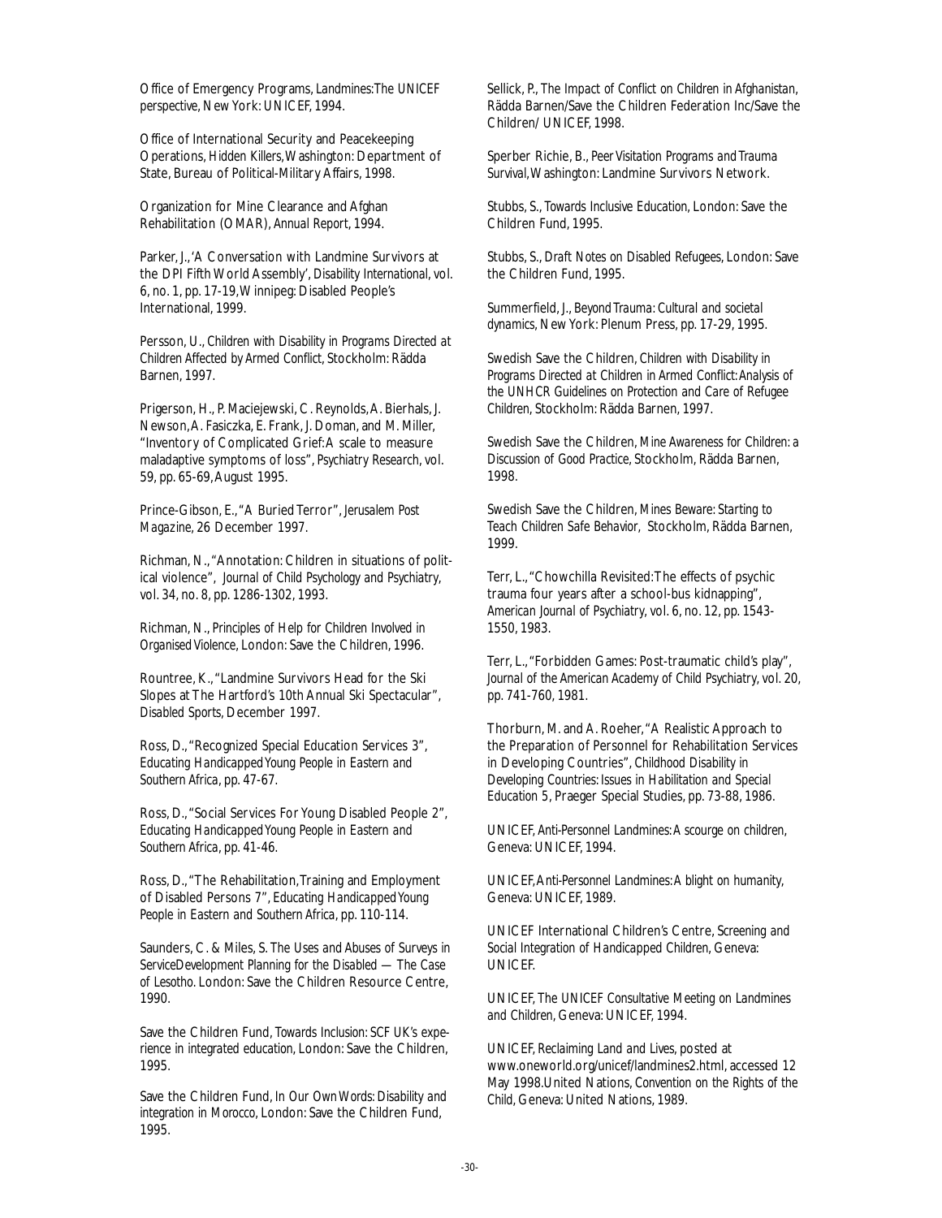Office of Emergency Programs, *Landmines:The UNICEF perspective*, New York: UNICEF, 1994.

Office of International Security and Peacekeeping Operations, *Hidden Killers*, Washington: Department of State, Bureau of Political-Military Affairs, 1998.

Organization for Mine Clearance and Afghan Rehabilitation (OMAR), *Annual Report*, 1994.

Parker, J.,'A Conversation with Landmine Survivors at the DPI Fifth World Assembly', *Disability International*, vol. 6, no. 1, pp. 17-19, Winnipeg: Disabled People's International, 1999.

Persson, U., *Children with Disability in Programs Directed at Children Affected by Armed Conflict*, Stockholm: Rädda Barnen, 1997.

Prigerson, H., P. Maciejewski, C. Reynolds, A. Bierhals, J. Newson, A. Fasiczka, E. Frank, J. Doman, and M. Miller, "Inventory of Complicated Grief:A scale to measure maladaptive symptoms of loss", *Psychiatry Research*, vol. 59, pp. 65-69, August 1995.

Prince-Gibson, E., "A Buried Terror", *Jerusalem Post Magazine*, 26 December 1997.

Richman, N., "Annotation: Children in situations of political violence", *Journal of Child Psychology and Psychiatry*, vol. 34, no. 8, pp. 1286-1302, 1993.

Richman, N., *Principles of Help for Children Involved in Organised Violence*, London: Save the Children, 1996.

Rountree, K., "Landmine Survivors Head for the Ski Slopes at The Hartford's 10th Annual Ski Spectacular", *Disabled Sports*, December 1997.

Ross, D., "Recognized Special Education Services 3", *Educating Handicapped Young People in Eastern and Southern Africa*, pp. 47-67.

Ross, D., "Social Services For Young Disabled People 2", *Educating Handicapped Young People in Eastern and Southern Africa*, pp. 41-46.

Ross, D., "The Rehabilitation, Training and Employment of Disabled Persons 7", *Educating Handicapped Young People in Eastern and Southern Africa*, pp. 110-114.

Saunders, C. & Miles, S. *The Uses and Abuses of Surveys in ServiceDevelopment Planning for the Disabled — The Case of Lesotho*. London: Save the Children Resource Centre, 1990.

Save the Children Fund, *Towards Inclusion: SCF UK's experience in integrated education*, London: Save the Children, 1995.

Save the Children Fund, *In Our Own Words: Disability and integration in Morocco*, London: Save the Children Fund, 1995.

Sellick, P., *The Impact of Conflict on Children in Afghanistan*, Rädda Barnen/Save the Children Federation Inc/Save the Children/ UNICEF, 1998.

Sperber Richie, B., *Peer Visitation Programs and Trauma Survival*, Washington: Landmine Survivors Network.

Stubbs, S., *Towards Inclusive Education*, London: Save the Children Fund, 1995.

Stubbs, S., *Draft Notes on Disabled Refugees*, London: Save the Children Fund, 1995.

Summerfield, J., *Beyond Trauma: Cultural and societal dynamics*, New York: Plenum Press, pp. 17-29, 1995.

Swedish Save the Children, *Children with Disability in Programs Directed at Children in Armed Conflict:Analysis of the UNHCR Guidelines on Protection and Care of Refugee Children*, Stockholm: Rädda Barnen, 1997.

Swedish Save the Children, *Mine Awareness for Children: a Discussion of Good Practice*, Stockholm, Rädda Barnen, 1998.

Swedish Save the Children, *Mines Beware: Starting to Teach Children Safe Behavior*, Stockholm, Rädda Barnen, 1999.

Terr, L., "Chowchilla Revisited:The effects of psychic trauma four years after a school-bus kidnapping", *American Journal of Psychiatry*, vol. 6, no. 12, pp. 1543-1550, 1983.

Terr, L., "Forbidden Games: Post-traumatic child's play", *Journal of the American Academy of Child Psychiatry*, vol. 20, pp. 741-760, 1981.

Thorburn, M. and A. Roeher, "A Realistic Approach to the Preparation of Personnel for Rehabilitation Services in Developing Countries", *Childhood Disability in Developing Countries: Issues in Habilitation and Special Education 5*, Praeger Special Studies, pp. 73-88, 1986.

UNICEF, *Anti-Personnel Landmines:A scourge on children*, Geneva: UNICEF, 1994.

UNICEF, *Anti-Personnel Landmines:A blight on humanity*, Geneva: UNICEF, 1989.

UNICEF International Children's Centre, *Screening and Social Integration of Handicapped Children*, Geneva: UNICEF.

UNICEF, *The UNICEF Consultative Meeting on Landmines and Children*, Geneva: UNICEF, 1994.

UNICEF, *Reclaiming Land and Lives*, posted at www.oneworld.org/unicef/landmines2.html, accessed 12 May 1998.United Nations, *Convention on the Rights of the Child*, Geneva: United Nations, 1989.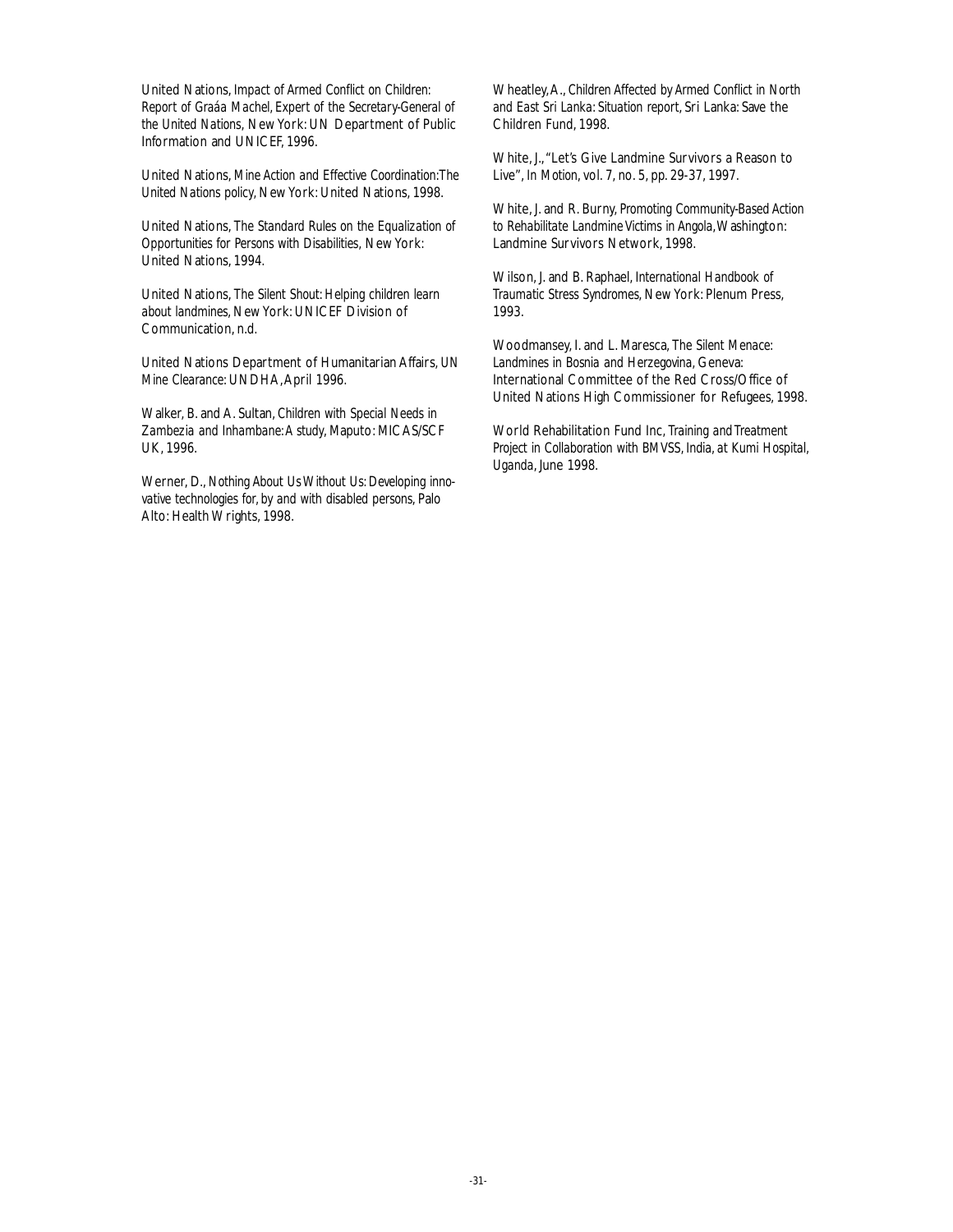United Nations, *Impact of Armed Conflict on Children: Report of Graáa Machel, Expert of the Secretary-General of the United Nations*, New York: UN Department of Public Information and UNICEF, 1996.

United Nations, *Mine Action and Effective Coordination:The United Nations policy*, New York: United Nations, 1998.

United Nations, *The Standard Rules on the Equalization of Opportunities for Persons with Disabilities*, New York: United Nations, 1994.

United Nations, *The Silent Shout: Helping children learn about landmines*, New York: UNICEF Division of Communication, n.d.

United Nations Department of Humanitarian Affairs, *UN Mine Clearance*: UNDHA, April 1996.

Walker, B. and A. Sultan, *Children with Special Needs in Zambezia and Inhambane: A study*, Maputo: MICAS/SCF UK, 1996.

Werner, D., *Nothing About Us Without Us: Developing innovative technologies for, by and with disabled persons*, Palo Alto: Health Wrights, 1998.

Wheatley, A., *Children Affected by Armed Conflict in North and East Sri Lanka: Situation report*, Sri Lanka: Save the Children Fund, 1998.

White, J., "Let's Give Landmine Survivors a Reason to Live", *In Motion*, vol. 7, no. 5, pp. 29-37, 1997.

White, J. and R. Burny, *Promoting Community-Based Action to Rehabilitate Landmine Victims in Angola*, Washington: Landmine Survivors Network, 1998.

Wilson, J. and B. Raphael, *International Handbook of Traumatic Stress Syndromes*, New York: Plenum Press, 1993.

Woodmansey, I. and L. Maresca, *The Silent Menace: Landmines in Bosnia and Herzegovina*, Geneva: International Committee of the Red Cross/Office of United Nations High Commissioner for Refugees, 1998.

World Rehabilitation Fund Inc, *Training and Treatment Project in Collaboration with BMVSS, India, at Kumi Hospital, Uganda*, June 1998.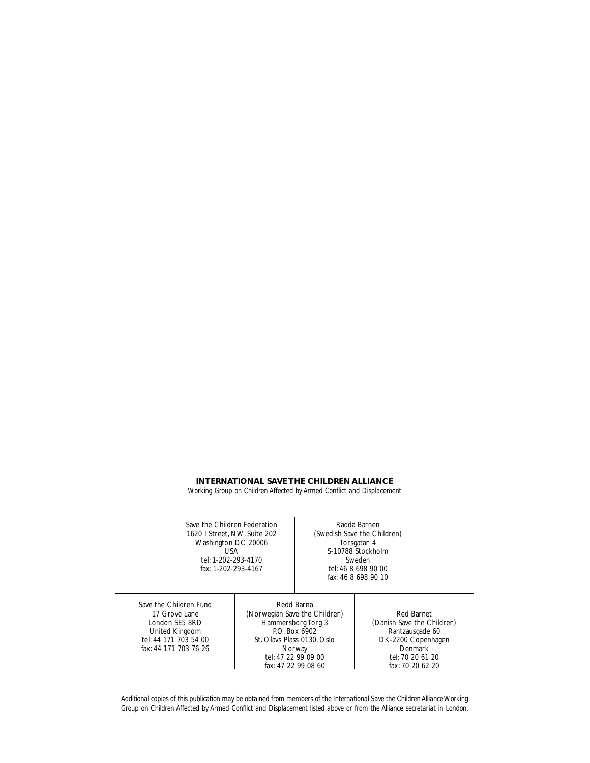**INTERNATIONAL SAVE THE CHILDREN ALLIANCE**

*Working Group on Children Affected by Armed Conflict and Displacement*

Save the Children Federation
1620 I Street, NW, Suite 202
Washington DC 20006
USA
tel: 1-202-293-4170
fax: 1-202-293-4167

Rädda Barnen
(Swedish Save the Children)
Torsgatan 4
S-10788 Stockholm
Sweden
tel: 46 8 698 90 00
fax: 46 8 698 90 10

Save the Children Fund
17 Grove Lane
London SE5 8RD
United Kingdom
tel: 44 171 703 54 00
fax: 44 171 703 76 26

Redd Barna
(Norwegian Save the Children)
Hammersborg Torg 3
P.O. Box 6902
St. Olavs Plass 0130, Oslo
Norway
tel: 47 22 99 09 00
fax: 47 22 99 08 60

Red Barnet
(Danish Save the Children)
Rantzausgade 60
DK-2200 Copenhagen
Denmark
tel: 70 20 61 20
fax: 70 20 62 20

*Additional copies of this publication may be obtained from members of the International Save the Children Alliance Working Group on Children Affected by Armed Conflict and Displacement listed above or from the Alliance secretariat in London.*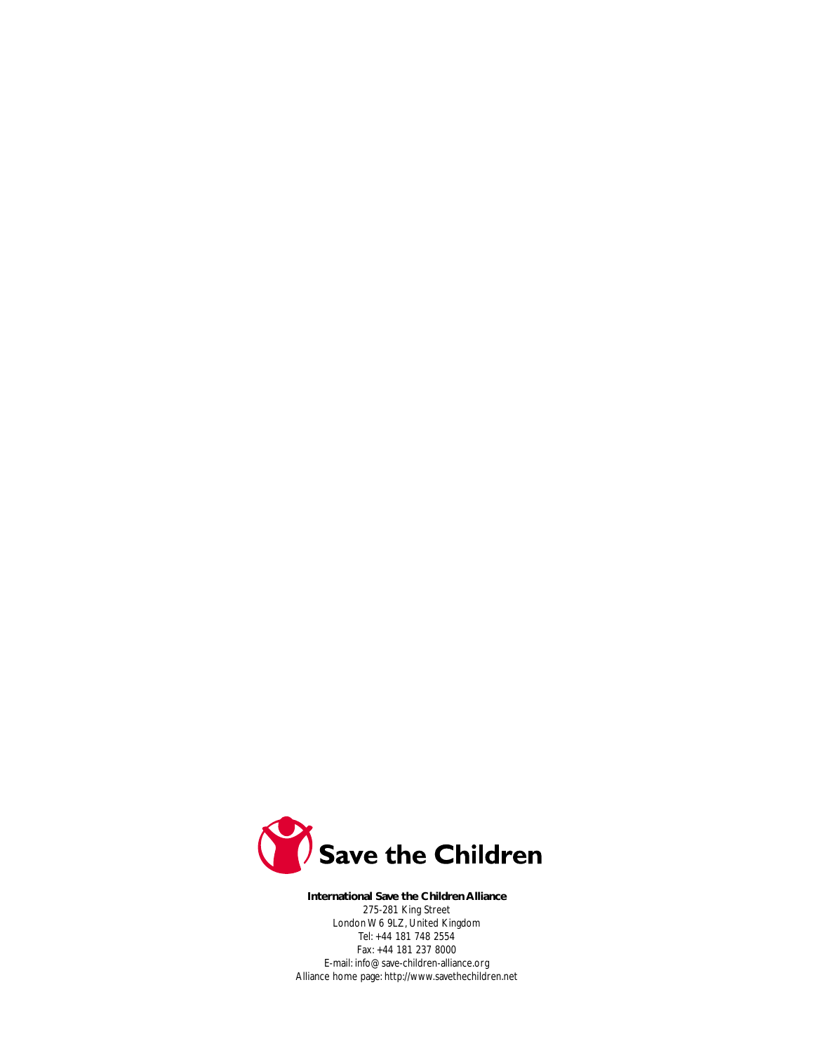Save the Children

**International Save the Children Alliance**

275-281 King Street
London W6 9LZ, United Kingdom
Tel: +44 181 748 2554
Fax: +44 181 237 8000
E-mail: info@save-children-alliance.org
Alliance home page: http://www.savethechildren.net